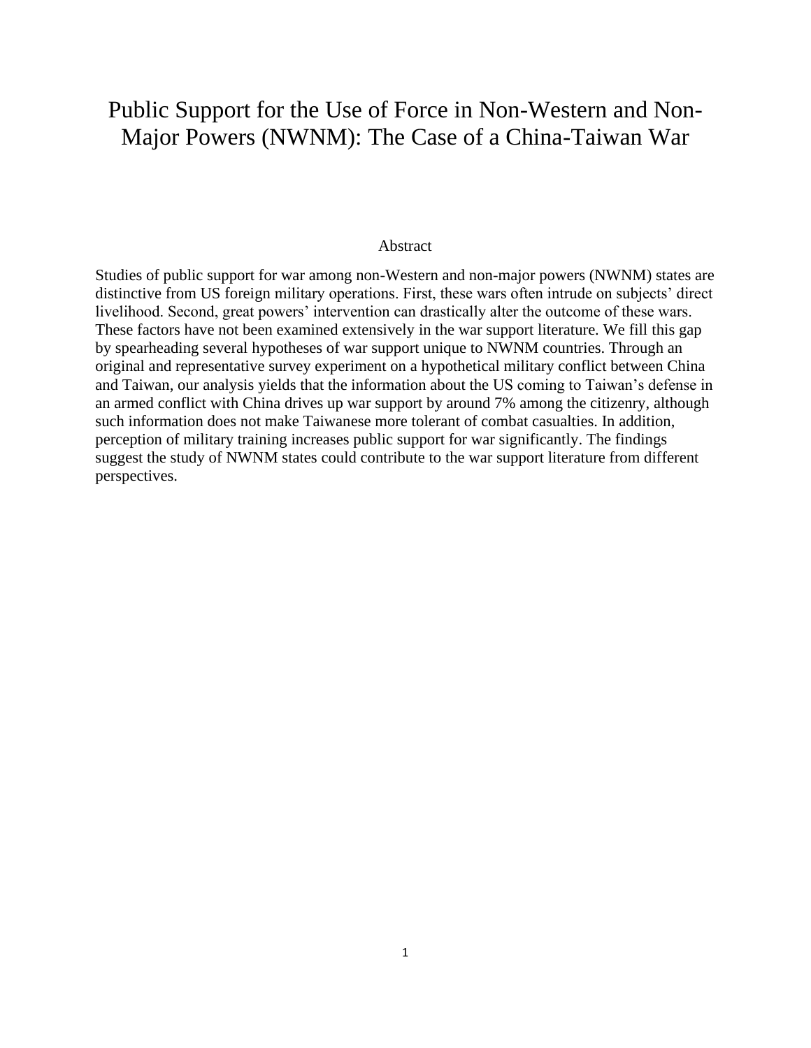# Public Support for the Use of Force in Non-Western and Non-Major Powers (NWNM): The Case of a China-Taiwan War

## Abstract

Studies of public support for war among non-Western and non-major powers (NWNM) states are distinctive from US foreign military operations. First, these wars often intrude on subjects' direct livelihood. Second, great powers' intervention can drastically alter the outcome of these wars. These factors have not been examined extensively in the war support literature. We fill this gap by spearheading several hypotheses of war support unique to NWNM countries. Through an original and representative survey experiment on a hypothetical military conflict between China and Taiwan, our analysis yields that the information about the US coming to Taiwan's defense in an armed conflict with China drives up war support by around 7% among the citizenry, although such information does not make Taiwanese more tolerant of combat casualties. In addition, perception of military training increases public support for war significantly. The findings suggest the study of NWNM states could contribute to the war support literature from different perspectives.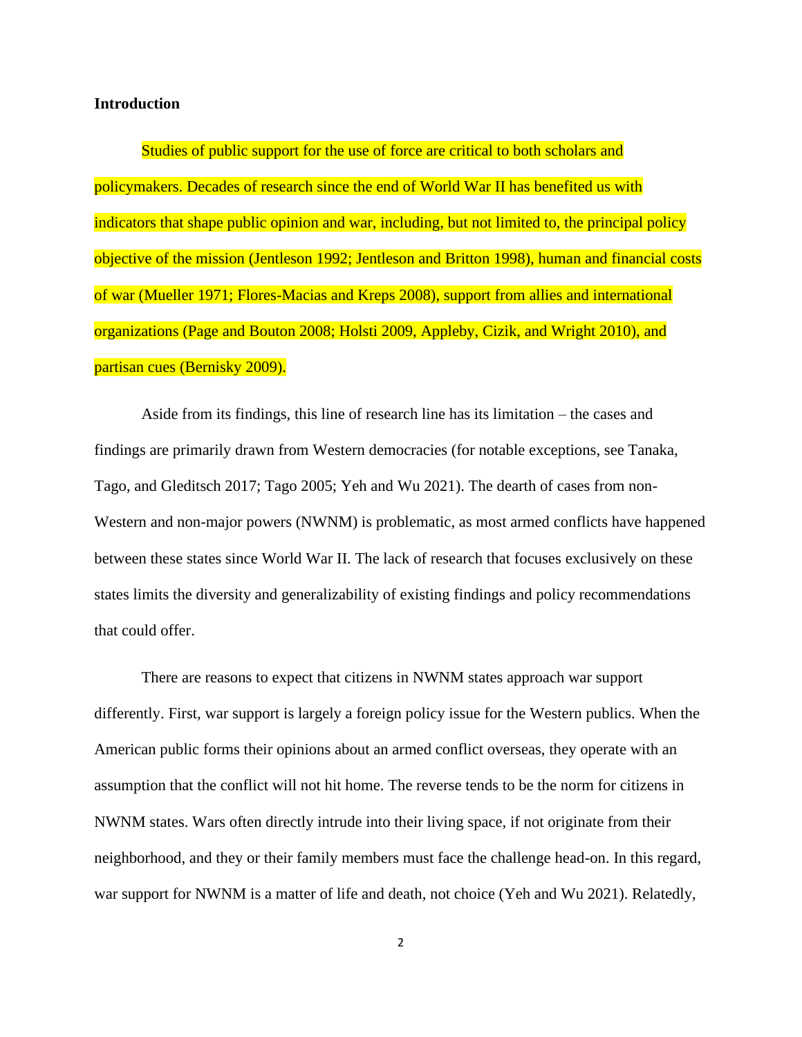**Introduction**

Studies of public support for the use of force are critical to both scholars and policymakers. Decades of research since the end of World War II has benefited us with indicators that shape public opinion and war, including, but not limited to, the principal policy objective of the mission (Jentleson 1992; Jentleson and Britton 1998), human and financial costs of war (Mueller 1971; Flores-Macias and Kreps 2008), support from allies and international organizations (Page and Bouton 2008; Holsti 2009, Appleby, Cizik, and Wright 2010), and partisan cues (Bernisky 2009).

Aside from its findings, this line of research line has its limitation – the cases and findings are primarily drawn from Western democracies (for notable exceptions, see Tanaka, Tago, and Gleditsch 2017; Tago 2005; Yeh and Wu 2021). The dearth of cases from non-Western and non-major powers (NWNM) is problematic, as most armed conflicts have happened between these states since World War II. The lack of research that focuses exclusively on these states limits the diversity and generalizability of existing findings and policy recommendations that could offer.

There are reasons to expect that citizens in NWNM states approach war support differently. First, war support is largely a foreign policy issue for the Western publics. When the American public forms their opinions about an armed conflict overseas, they operate with an assumption that the conflict will not hit home. The reverse tends to be the norm for citizens in NWNM states. Wars often directly intrude into their living space, if not originate from their neighborhood, and they or their family members must face the challenge head-on. In this regard, war support for NWNM is a matter of life and death, not choice (Yeh and Wu 2021). Relatedly,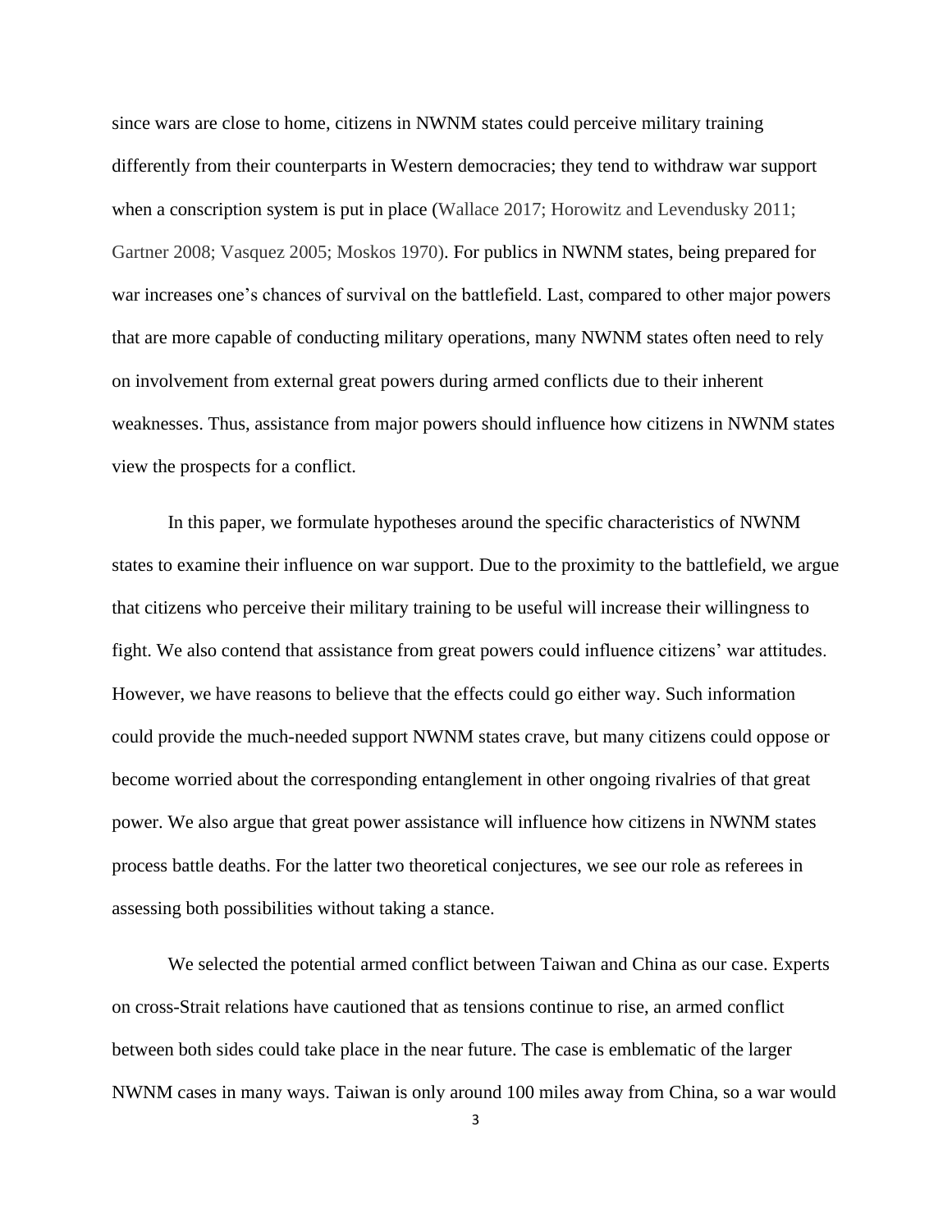since wars are close to home, citizens in NWNM states could perceive military training differently from their counterparts in Western democracies; they tend to withdraw war support when a conscription system is put in place (Wallace 2017; Horowitz and Levendusky 2011; Gartner 2008; Vasquez 2005; Moskos 1970). For publics in NWNM states, being prepared for war increases one's chances of survival on the battlefield. Last, compared to other major powers that are more capable of conducting military operations, many NWNM states often need to rely on involvement from external great powers during armed conflicts due to their inherent weaknesses. Thus, assistance from major powers should influence how citizens in NWNM states view the prospects for a conflict.

In this paper, we formulate hypotheses around the specific characteristics of NWNM states to examine their influence on war support. Due to the proximity to the battlefield, we argue that citizens who perceive their military training to be useful will increase their willingness to fight. We also contend that assistance from great powers could influence citizens' war attitudes. However, we have reasons to believe that the effects could go either way. Such information could provide the much-needed support NWNM states crave, but many citizens could oppose or become worried about the corresponding entanglement in other ongoing rivalries of that great power. We also argue that great power assistance will influence how citizens in NWNM states process battle deaths. For the latter two theoretical conjectures, we see our role as referees in assessing both possibilities without taking a stance.

We selected the potential armed conflict between Taiwan and China as our case. Experts on cross-Strait relations have cautioned that as tensions continue to rise, an armed conflict between both sides could take place in the near future. The case is emblematic of the larger NWNM cases in many ways. Taiwan is only around 100 miles away from China, so a war would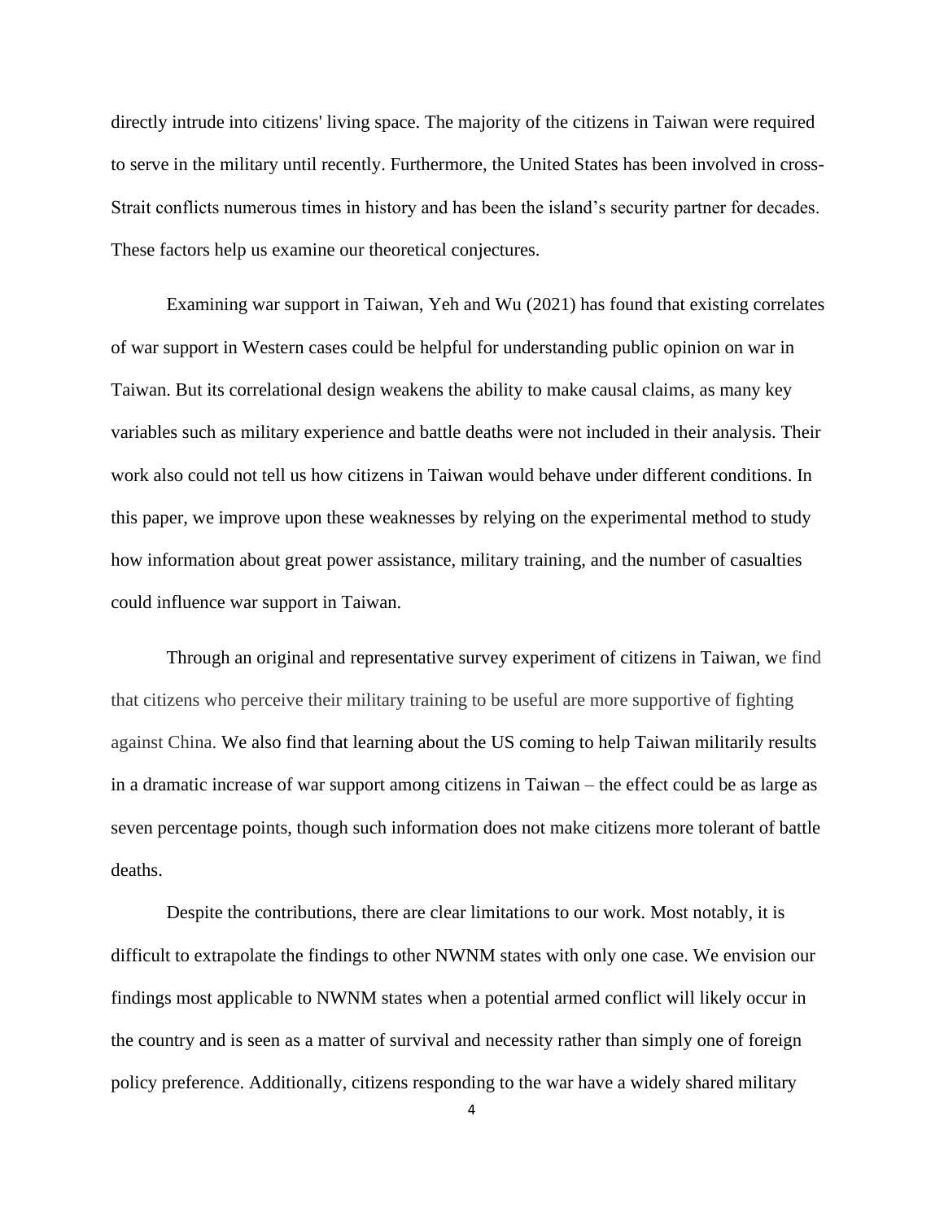directly intrude into citizens' living space. The majority of the citizens in Taiwan were required to serve in the military until recently. Furthermore, the United States has been involved in cross-Strait conflicts numerous times in history and has been the island's security partner for decades. These factors help us examine our theoretical conjectures.

Examining war support in Taiwan, Yeh and Wu (2021) has found that existing correlates of war support in Western cases could be helpful for understanding public opinion on war in Taiwan. But its correlational design weakens the ability to make causal claims, as many key variables such as military experience and battle deaths were not included in their analysis. Their work also could not tell us how citizens in Taiwan would behave under different conditions. In this paper, we improve upon these weaknesses by relying on the experimental method to study how information about great power assistance, military training, and the number of casualties could influence war support in Taiwan.

Through an original and representative survey experiment of citizens in Taiwan, we find that citizens who perceive their military training to be useful are more supportive of fighting against China. We also find that learning about the US coming to help Taiwan militarily results in a dramatic increase of war support among citizens in Taiwan – the effect could be as large as seven percentage points, though such information does not make citizens more tolerant of battle deaths.

Despite the contributions, there are clear limitations to our work. Most notably, it is difficult to extrapolate the findings to other NWNM states with only one case. We envision our findings most applicable to NWNM states when a potential armed conflict will likely occur in the country and is seen as a matter of survival and necessity rather than simply one of foreign policy preference. Additionally, citizens responding to the war have a widely shared military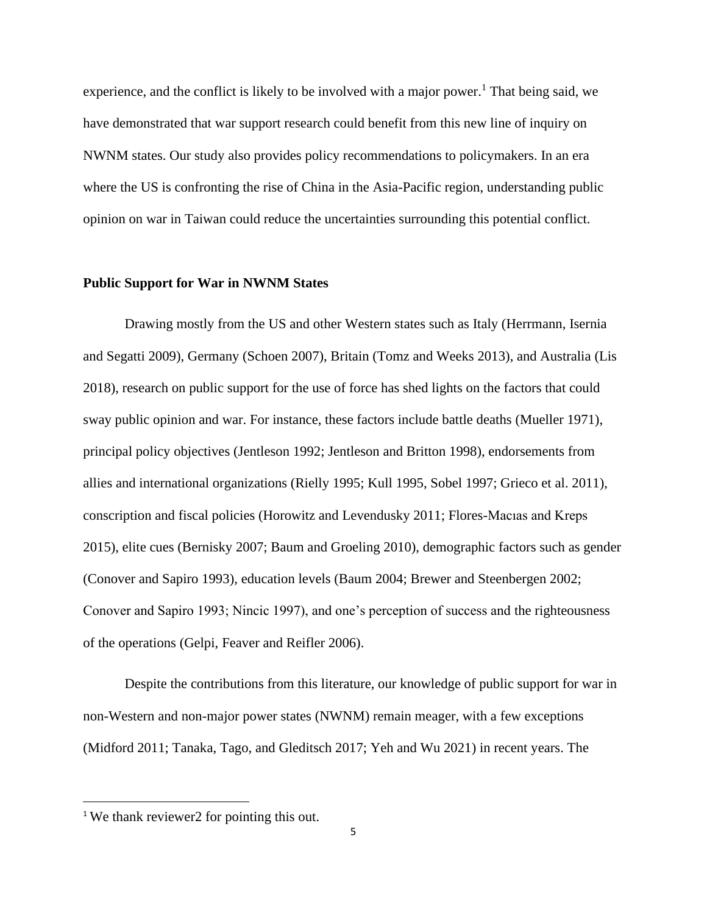experience, and the conflict is likely to be involved with a major power.[1] That being said, we have demonstrated that war support research could benefit from this new line of inquiry on NWNM states. Our study also provides policy recommendations to policymakers. In an era where the US is confronting the rise of China in the Asia-Pacific region, understanding public opinion on war in Taiwan could reduce the uncertainties surrounding this potential conflict.

**Public Support for War in NWNM States**

Drawing mostly from the US and other Western states such as Italy (Herrmann, Isernia and Segatti 2009), Germany (Schoen 2007), Britain (Tomz and Weeks 2013), and Australia (Lis 2018), research on public support for the use of force has shed lights on the factors that could sway public opinion and war. For instance, these factors include battle deaths (Mueller 1971), principal policy objectives (Jentleson 1992; Jentleson and Britton 1998), endorsements from allies and international organizations (Rielly 1995; Kull 1995, Sobel 1997; Grieco et al. 2011), conscription and fiscal policies (Horowitz and Levendusky 2011; Flores-Macıas and Kreps 2015), elite cues (Bernisky 2007; Baum and Groeling 2010), demographic factors such as gender (Conover and Sapiro 1993), education levels (Baum 2004; Brewer and Steenbergen 2002; Conover and Sapiro 1993; Nincic 1997), and one's perception of success and the righteousness of the operations (Gelpi, Feaver and Reifler 2006).

Despite the contributions from this literature, our knowledge of public support for war in non-Western and non-major power states (NWNM) remain meager, with a few exceptions (Midford 2011; Tanaka, Tago, and Gleditsch 2017; Yeh and Wu 2021) in recent years. The

[1] We thank reviewer2 for pointing this out.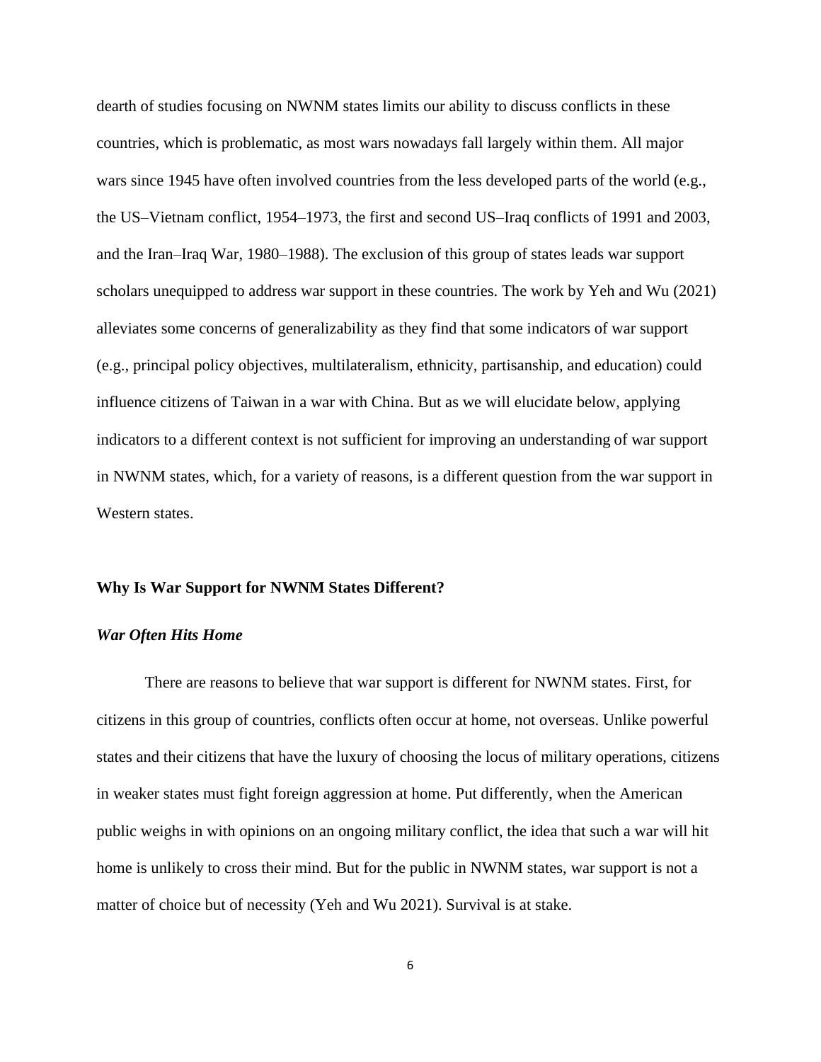dearth of studies focusing on NWNM states limits our ability to discuss conflicts in these countries, which is problematic, as most wars nowadays fall largely within them. All major wars since 1945 have often involved countries from the less developed parts of the world (e.g., the US–Vietnam conflict, 1954–1973, the first and second US–Iraq conflicts of 1991 and 2003, and the Iran–Iraq War, 1980–1988). The exclusion of this group of states leads war support scholars unequipped to address war support in these countries. The work by Yeh and Wu (2021) alleviates some concerns of generalizability as they find that some indicators of war support (e.g., principal policy objectives, multilateralism, ethnicity, partisanship, and education) could influence citizens of Taiwan in a war with China. But as we will elucidate below, applying indicators to a different context is not sufficient for improving an understanding of war support in NWNM states, which, for a variety of reasons, is a different question from the war support in Western states.

## Why Is War Support for NWNM States Different?

### *War Often Hits Home*

There are reasons to believe that war support is different for NWNM states. First, for citizens in this group of countries, conflicts often occur at home, not overseas. Unlike powerful states and their citizens that have the luxury of choosing the locus of military operations, citizens in weaker states must fight foreign aggression at home. Put differently, when the American public weighs in with opinions on an ongoing military conflict, the idea that such a war will hit home is unlikely to cross their mind. But for the public in NWNM states, war support is not a matter of choice but of necessity (Yeh and Wu 2021). Survival is at stake.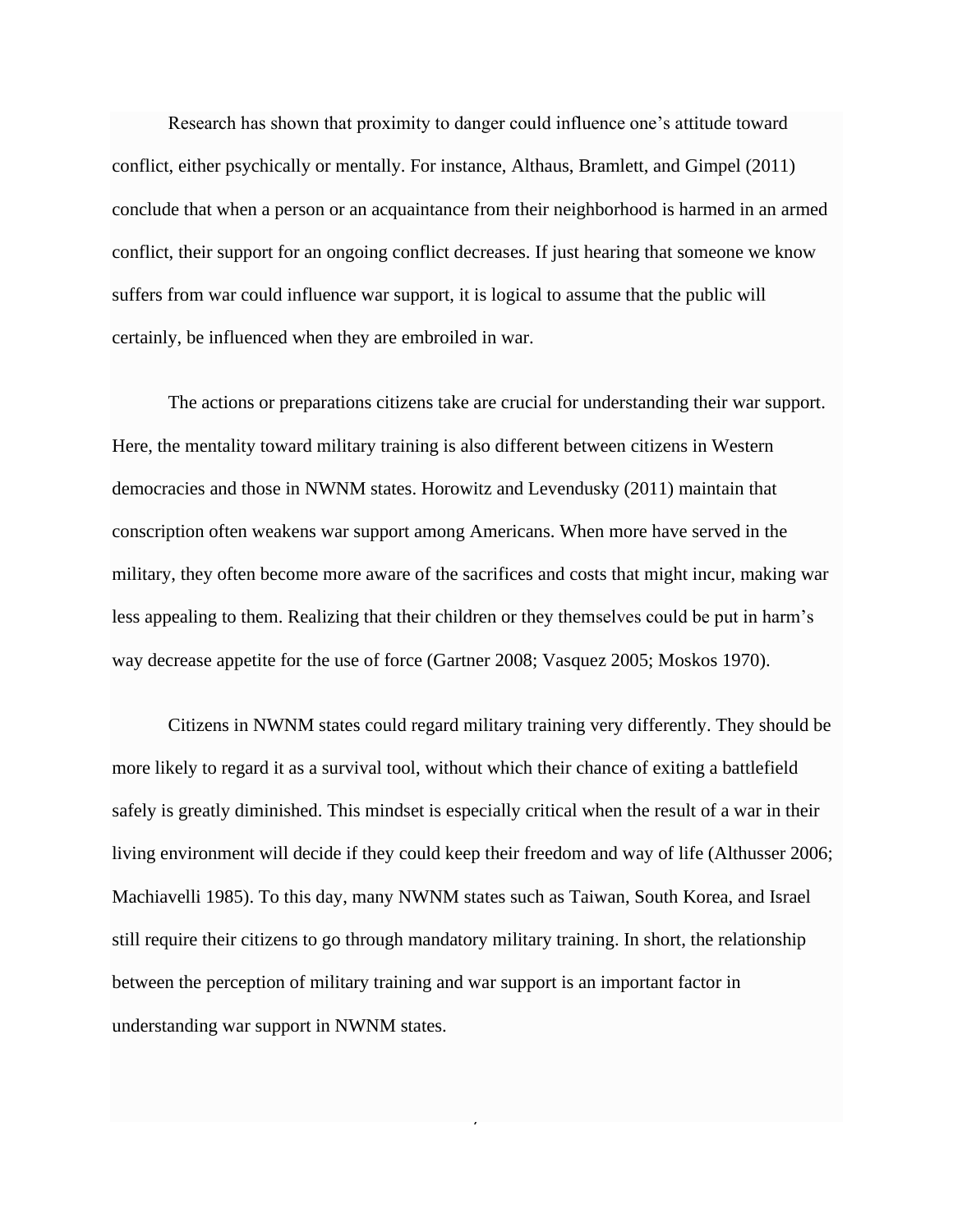Research has shown that proximity to danger could influence one's attitude toward conflict, either psychically or mentally. For instance, Althaus, Bramlett, and Gimpel (2011) conclude that when a person or an acquaintance from their neighborhood is harmed in an armed conflict, their support for an ongoing conflict decreases. If just hearing that someone we know suffers from war could influence war support, it is logical to assume that the public will certainly, be influenced when they are embroiled in war.

The actions or preparations citizens take are crucial for understanding their war support. Here, the mentality toward military training is also different between citizens in Western democracies and those in NWNM states. Horowitz and Levendusky (2011) maintain that conscription often weakens war support among Americans. When more have served in the military, they often become more aware of the sacrifices and costs that might incur, making war less appealing to them. Realizing that their children or they themselves could be put in harm's way decrease appetite for the use of force (Gartner 2008; Vasquez 2005; Moskos 1970).

Citizens in NWNM states could regard military training very differently. They should be more likely to regard it as a survival tool, without which their chance of exiting a battlefield safely is greatly diminished. This mindset is especially critical when the result of a war in their living environment will decide if they could keep their freedom and way of life (Althusser 2006; Machiavelli 1985). To this day, many NWNM states such as Taiwan, South Korea, and Israel still require their citizens to go through mandatory military training. In short, the relationship between the perception of military training and war support is an important factor in understanding war support in NWNM states.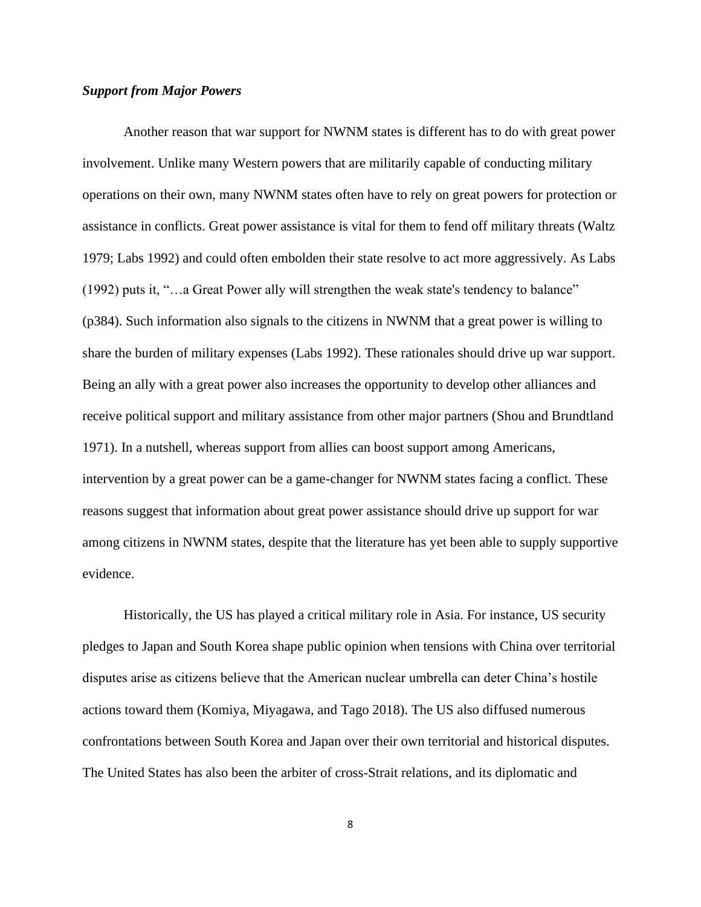### ***Support from Major Powers***

Another reason that war support for NWNM states is different has to do with great power involvement. Unlike many Western powers that are militarily capable of conducting military operations on their own, many NWNM states often have to rely on great powers for protection or assistance in conflicts. Great power assistance is vital for them to fend off military threats (Waltz 1979; Labs 1992) and could often embolden their state resolve to act more aggressively. As Labs (1992) puts it, "…a Great Power ally will strengthen the weak state's tendency to balance" (p384). Such information also signals to the citizens in NWNM that a great power is willing to share the burden of military expenses (Labs 1992). These rationales should drive up war support. Being an ally with a great power also increases the opportunity to develop other alliances and receive political support and military assistance from other major partners (Shou and Brundtland 1971). In a nutshell, whereas support from allies can boost support among Americans, intervention by a great power can be a game-changer for NWNM states facing a conflict. These reasons suggest that information about great power assistance should drive up support for war among citizens in NWNM states, despite that the literature has yet been able to supply supportive evidence.

Historically, the US has played a critical military role in Asia. For instance, US security pledges to Japan and South Korea shape public opinion when tensions with China over territorial disputes arise as citizens believe that the American nuclear umbrella can deter China's hostile actions toward them (Komiya, Miyagawa, and Tago 2018). The US also diffused numerous confrontations between South Korea and Japan over their own territorial and historical disputes. The United States has also been the arbiter of cross-Strait relations, and its diplomatic and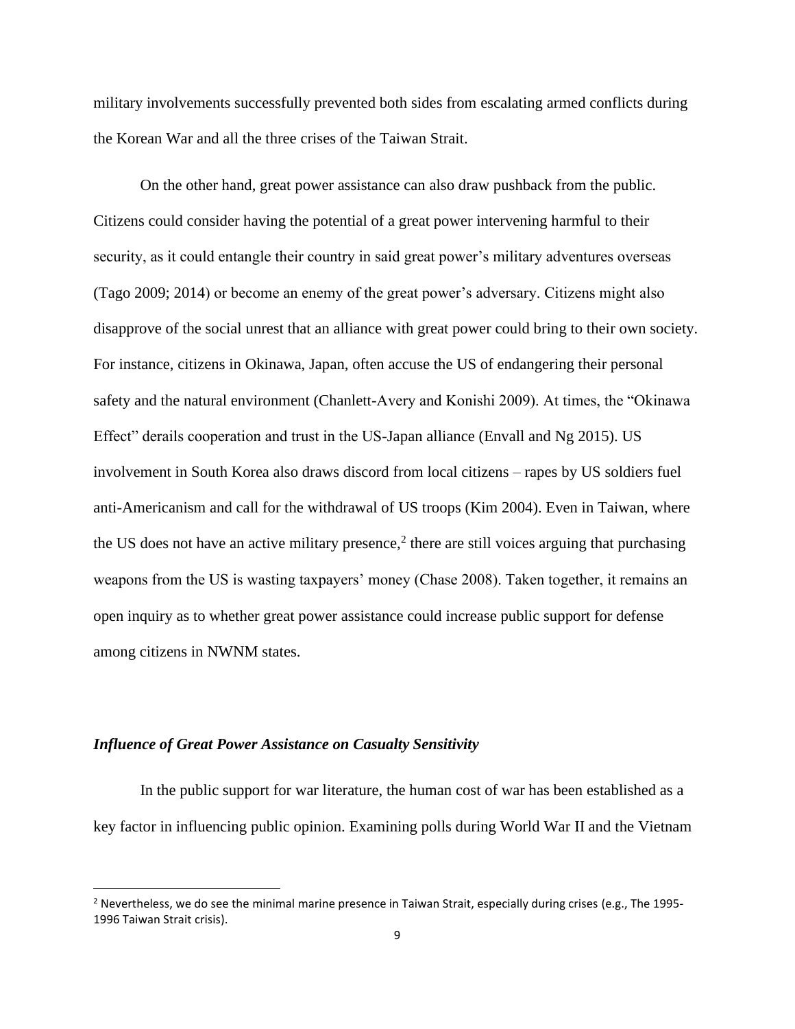military involvements successfully prevented both sides from escalating armed conflicts during the Korean War and all the three crises of the Taiwan Strait.

On the other hand, great power assistance can also draw pushback from the public. Citizens could consider having the potential of a great power intervening harmful to their security, as it could entangle their country in said great power's military adventures overseas (Tago 2009; 2014) or become an enemy of the great power's adversary. Citizens might also disapprove of the social unrest that an alliance with great power could bring to their own society. For instance, citizens in Okinawa, Japan, often accuse the US of endangering their personal safety and the natural environment (Chanlett-Avery and Konishi 2009). At times, the "Okinawa Effect" derails cooperation and trust in the US-Japan alliance (Envall and Ng 2015). US involvement in South Korea also draws discord from local citizens – rapes by US soldiers fuel anti-Americanism and call for the withdrawal of US troops (Kim 2004). Even in Taiwan, where the US does not have an active military presence,[2] there are still voices arguing that purchasing weapons from the US is wasting taxpayers' money (Chase 2008). Taken together, it remains an open inquiry as to whether great power assistance could increase public support for defense among citizens in NWNM states.

### *Influence of Great Power Assistance on Casualty Sensitivity*

In the public support for war literature, the human cost of war has been established as a key factor in influencing public opinion. Examining polls during World War II and the Vietnam

[2] Nevertheless, we do see the minimal marine presence in Taiwan Strait, especially during crises (e.g., The 1995-1996 Taiwan Strait crisis).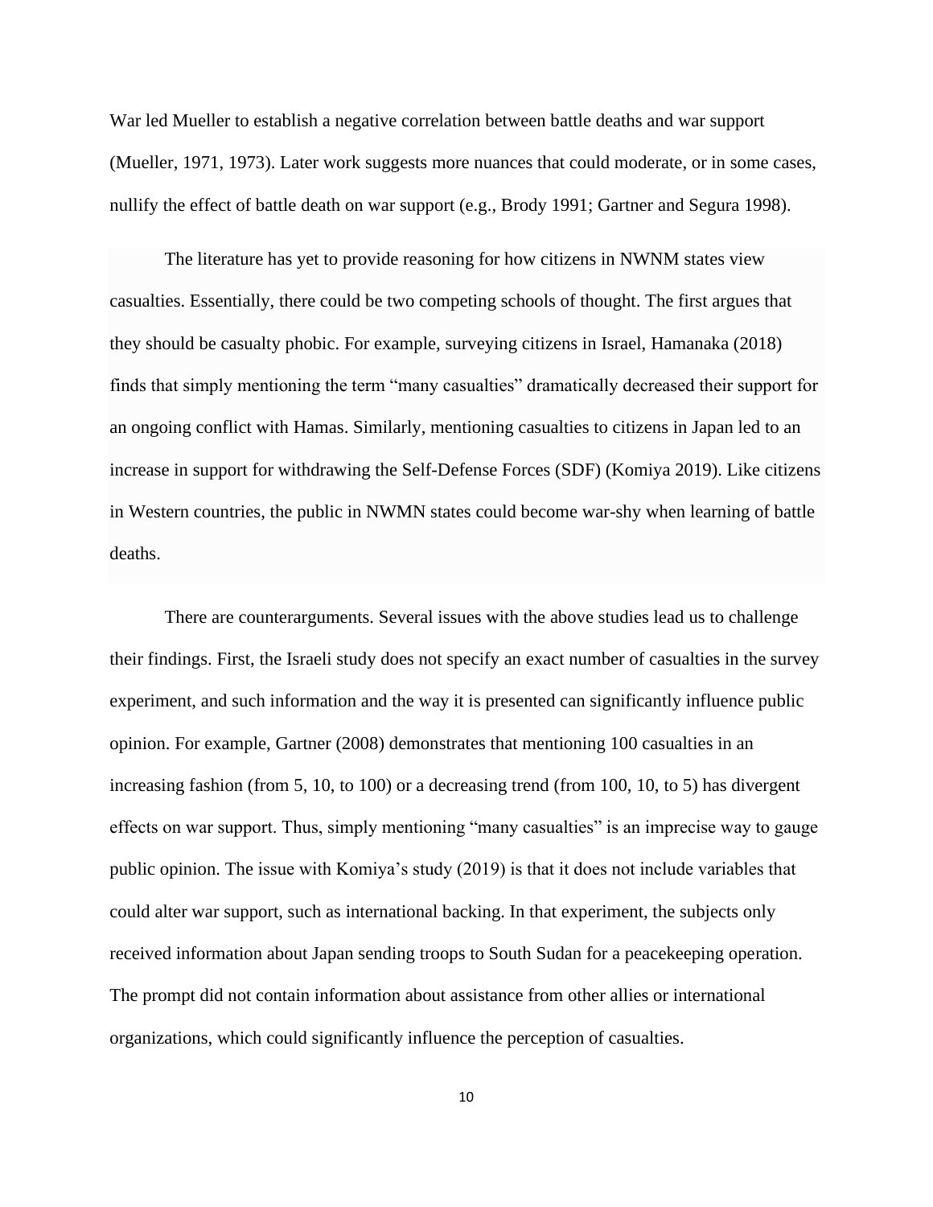War led Mueller to establish a negative correlation between battle deaths and war support (Mueller, 1971, 1973). Later work suggests more nuances that could moderate, or in some cases, nullify the effect of battle death on war support (e.g., Brody 1991; Gartner and Segura 1998).

The literature has yet to provide reasoning for how citizens in NWNM states view casualties. Essentially, there could be two competing schools of thought. The first argues that they should be casualty phobic. For example, surveying citizens in Israel, Hamanaka (2018) finds that simply mentioning the term "many casualties" dramatically decreased their support for an ongoing conflict with Hamas. Similarly, mentioning casualties to citizens in Japan led to an increase in support for withdrawing the Self-Defense Forces (SDF) (Komiya 2019). Like citizens in Western countries, the public in NWMN states could become war-shy when learning of battle deaths.

There are counterarguments. Several issues with the above studies lead us to challenge their findings. First, the Israeli study does not specify an exact number of casualties in the survey experiment, and such information and the way it is presented can significantly influence public opinion. For example, Gartner (2008) demonstrates that mentioning 100 casualties in an increasing fashion (from 5, 10, to 100) or a decreasing trend (from 100, 10, to 5) has divergent effects on war support. Thus, simply mentioning "many casualties" is an imprecise way to gauge public opinion. The issue with Komiya's study (2019) is that it does not include variables that could alter war support, such as international backing. In that experiment, the subjects only received information about Japan sending troops to South Sudan for a peacekeeping operation. The prompt did not contain information about assistance from other allies or international organizations, which could significantly influence the perception of casualties.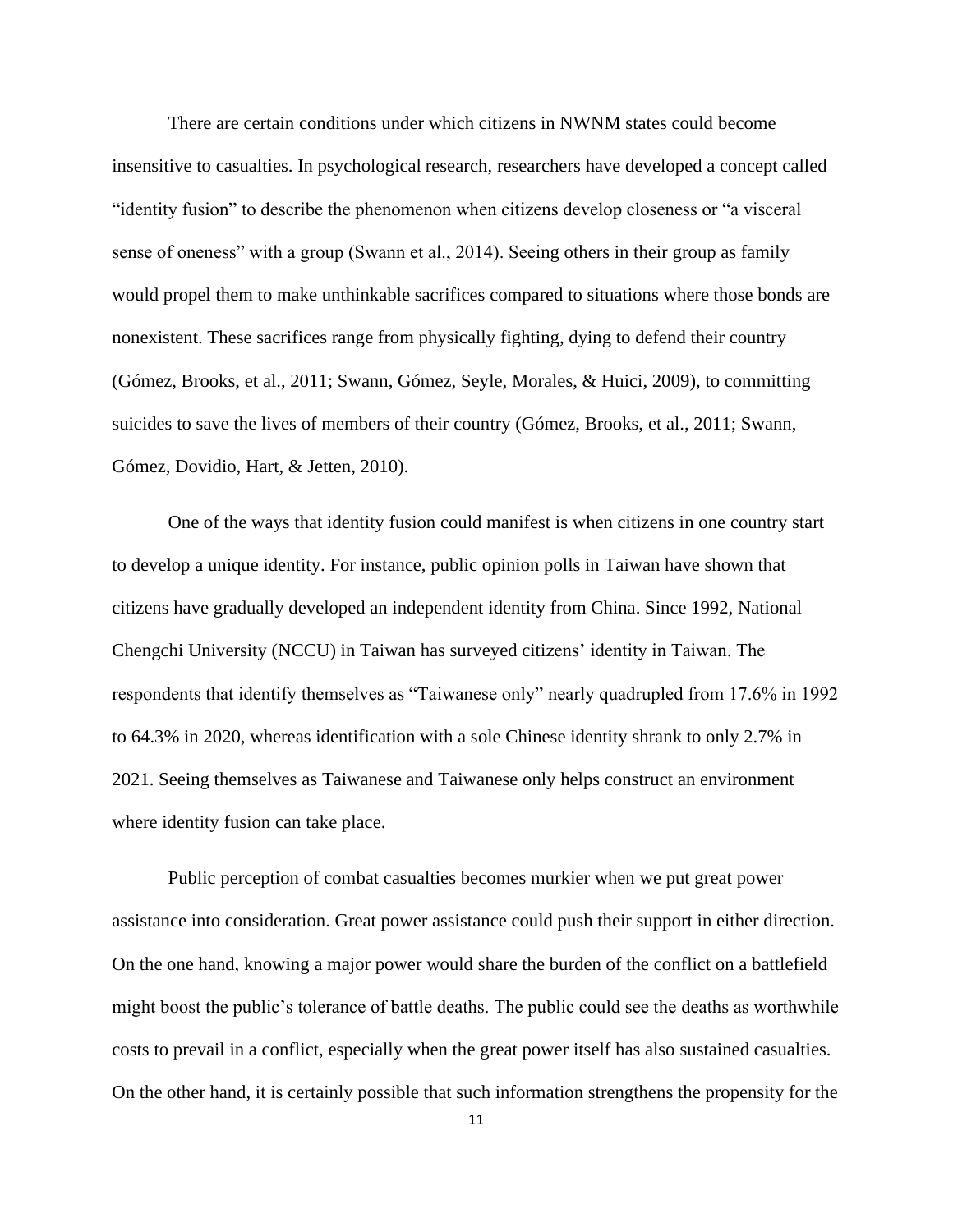There are certain conditions under which citizens in NWNM states could become insensitive to casualties. In psychological research, researchers have developed a concept called "identity fusion" to describe the phenomenon when citizens develop closeness or "a visceral sense of oneness" with a group (Swann et al., 2014). Seeing others in their group as family would propel them to make unthinkable sacrifices compared to situations where those bonds are nonexistent. These sacrifices range from physically fighting, dying to defend their country (Gómez, Brooks, et al., 2011; Swann, Gómez, Seyle, Morales, & Huici, 2009), to committing suicides to save the lives of members of their country (Gómez, Brooks, et al., 2011; Swann, Gómez, Dovidio, Hart, & Jetten, 2010).

One of the ways that identity fusion could manifest is when citizens in one country start to develop a unique identity. For instance, public opinion polls in Taiwan have shown that citizens have gradually developed an independent identity from China. Since 1992, National Chengchi University (NCCU) in Taiwan has surveyed citizens' identity in Taiwan. The respondents that identify themselves as "Taiwanese only" nearly quadrupled from 17.6% in 1992 to 64.3% in 2020, whereas identification with a sole Chinese identity shrank to only 2.7% in 2021. Seeing themselves as Taiwanese and Taiwanese only helps construct an environment where identity fusion can take place.

Public perception of combat casualties becomes murkier when we put great power assistance into consideration. Great power assistance could push their support in either direction. On the one hand, knowing a major power would share the burden of the conflict on a battlefield might boost the public's tolerance of battle deaths. The public could see the deaths as worthwhile costs to prevail in a conflict, especially when the great power itself has also sustained casualties. On the other hand, it is certainly possible that such information strengthens the propensity for the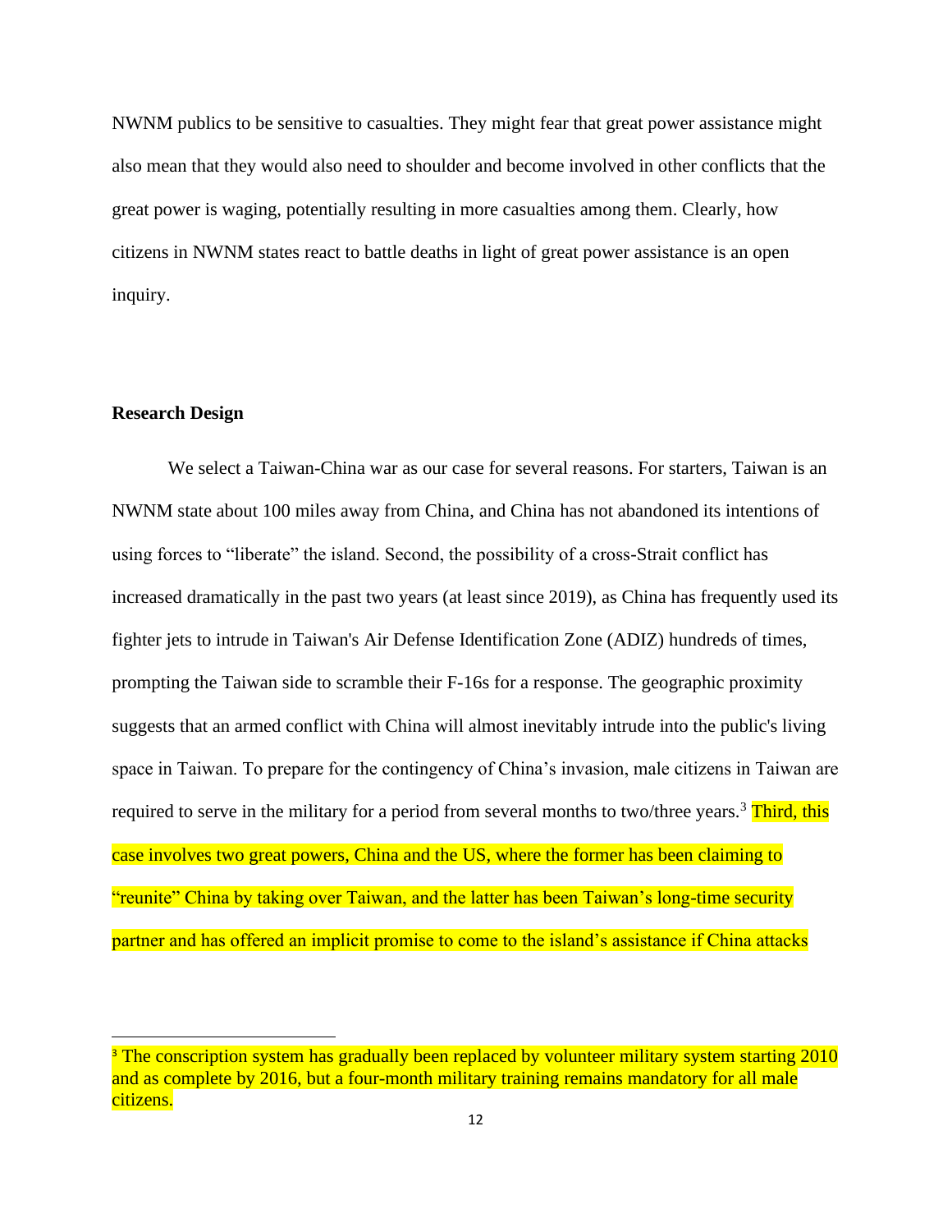NWNM publics to be sensitive to casualties. They might fear that great power assistance might also mean that they would also need to shoulder and become involved in other conflicts that the great power is waging, potentially resulting in more casualties among them. Clearly, how citizens in NWNM states react to battle deaths in light of great power assistance is an open inquiry.

## Research Design

We select a Taiwan-China war as our case for several reasons. For starters, Taiwan is an NWNM state about 100 miles away from China, and China has not abandoned its intentions of using forces to "liberate" the island. Second, the possibility of a cross-Strait conflict has increased dramatically in the past two years (at least since 2019), as China has frequently used its fighter jets to intrude in Taiwan's Air Defense Identification Zone (ADIZ) hundreds of times, prompting the Taiwan side to scramble their F-16s for a response. The geographic proximity suggests that an armed conflict with China will almost inevitably intrude into the public's living space in Taiwan. To prepare for the contingency of China's invasion, male citizens in Taiwan are required to serve in the military for a period from several months to two/three years.[3] Third, this case involves two great powers, China and the US, where the former has been claiming to "reunite" China by taking over Taiwan, and the latter has been Taiwan's long-time security partner and has offered an implicit promise to come to the island's assistance if China attacks

[3] The conscription system has gradually been replaced by volunteer military system starting 2010 and as complete by 2016, but a four-month military training remains mandatory for all male citizens.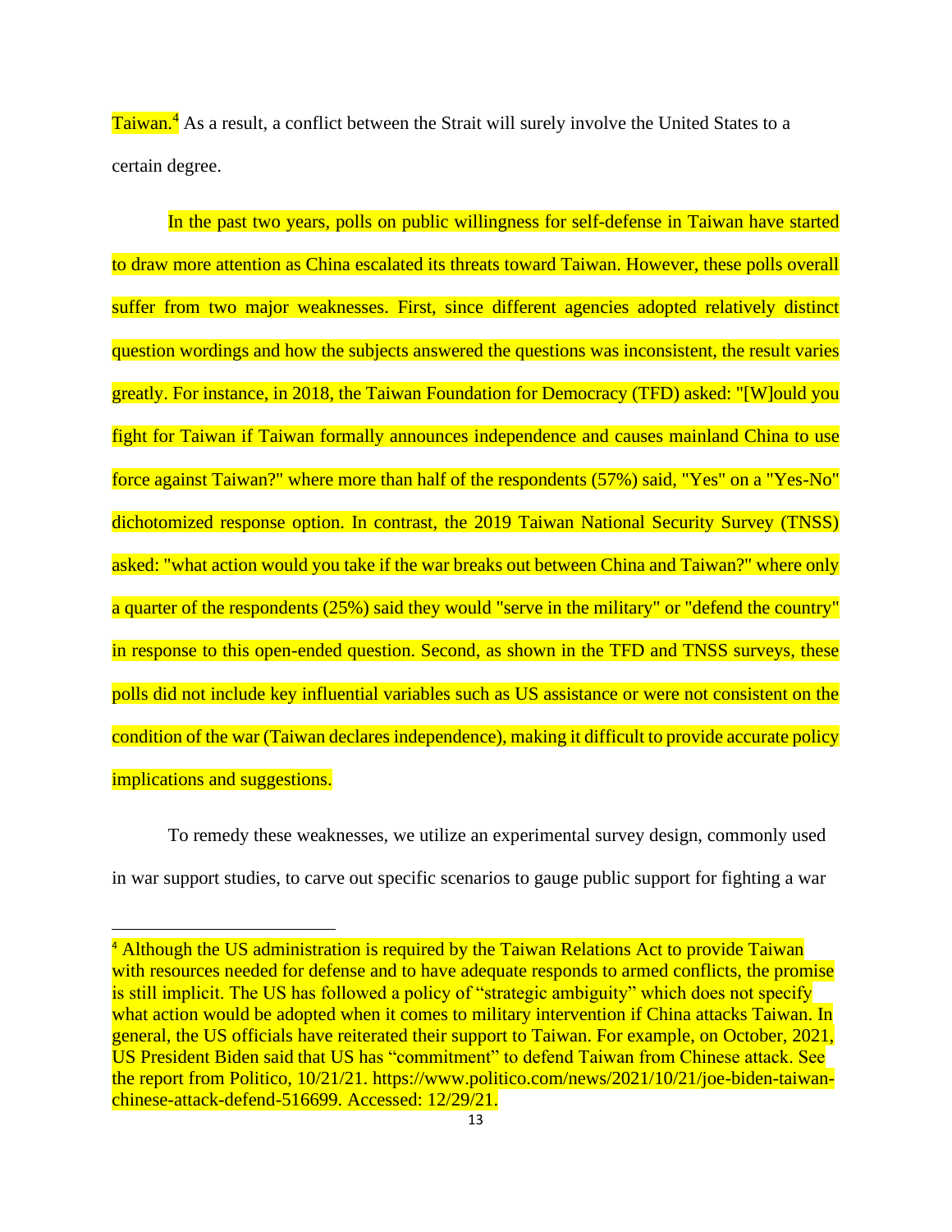Taiwan.[4] As a result, a conflict between the Strait will surely involve the United States to a certain degree.

In the past two years, polls on public willingness for self-defense in Taiwan have started to draw more attention as China escalated its threats toward Taiwan. However, these polls overall suffer from two major weaknesses. First, since different agencies adopted relatively distinct question wordings and how the subjects answered the questions was inconsistent, the result varies greatly. For instance, in 2018, the Taiwan Foundation for Democracy (TFD) asked: "[W]ould you fight for Taiwan if Taiwan formally announces independence and causes mainland China to use force against Taiwan?" where more than half of the respondents (57%) said, "Yes" on a "Yes-No" dichotomized response option. In contrast, the 2019 Taiwan National Security Survey (TNSS) asked: "what action would you take if the war breaks out between China and Taiwan?" where only a quarter of the respondents (25%) said they would "serve in the military" or "defend the country" in response to this open-ended question. Second, as shown in the TFD and TNSS surveys, these polls did not include key influential variables such as US assistance or were not consistent on the condition of the war (Taiwan declares independence), making it difficult to provide accurate policy implications and suggestions.

To remedy these weaknesses, we utilize an experimental survey design, commonly used in war support studies, to carve out specific scenarios to gauge public support for fighting a war

---

[4] Although the US administration is required by the Taiwan Relations Act to provide Taiwan with resources needed for defense and to have adequate responds to armed conflicts, the promise is still implicit. The US has followed a policy of "strategic ambiguity" which does not specify what action would be adopted when it comes to military intervention if China attacks Taiwan. In general, the US officials have reiterated their support to Taiwan. For example, on October, 2021, US President Biden said that US has "commitment" to defend Taiwan from Chinese attack. See the report from Politico, 10/21/21. https://www.politico.com/news/2021/10/21/joe-biden-taiwan-chinese-attack-defend-516699. Accessed: 12/29/21.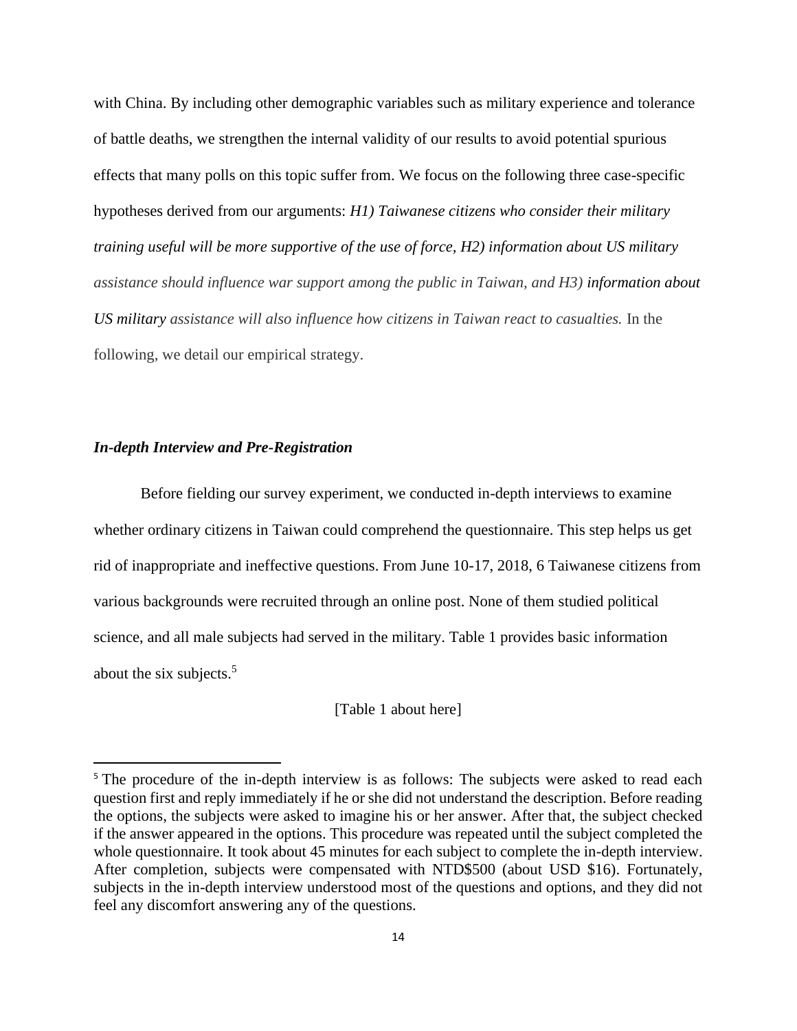with China. By including other demographic variables such as military experience and tolerance of battle deaths, we strengthen the internal validity of our results to avoid potential spurious effects that many polls on this topic suffer from. We focus on the following three case-specific hypotheses derived from our arguments: *H1) Taiwanese citizens who consider their military training useful will be more supportive of the use of force, H2) information about US military assistance should influence war support among the public in Taiwan, and H3) information about US military assistance will also influence how citizens in Taiwan react to casualties.* In the following, we detail our empirical strategy.

### *In-depth Interview and Pre-Registration*

Before fielding our survey experiment, we conducted in-depth interviews to examine whether ordinary citizens in Taiwan could comprehend the questionnaire. This step helps us get rid of inappropriate and ineffective questions. From June 10-17, 2018, 6 Taiwanese citizens from various backgrounds were recruited through an online post. None of them studied political science, and all male subjects had served in the military. Table 1 provides basic information about the six subjects.[5]

[Table 1 about here]

[5] The procedure of the in-depth interview is as follows: The subjects were asked to read each question first and reply immediately if he or she did not understand the description. Before reading the options, the subjects were asked to imagine his or her answer. After that, the subject checked if the answer appeared in the options. This procedure was repeated until the subject completed the whole questionnaire. It took about 45 minutes for each subject to complete the in-depth interview. After completion, subjects were compensated with NTD$500 (about USD $16). Fortunately, subjects in the in-depth interview understood most of the questions and options, and they did not feel any discomfort answering any of the questions.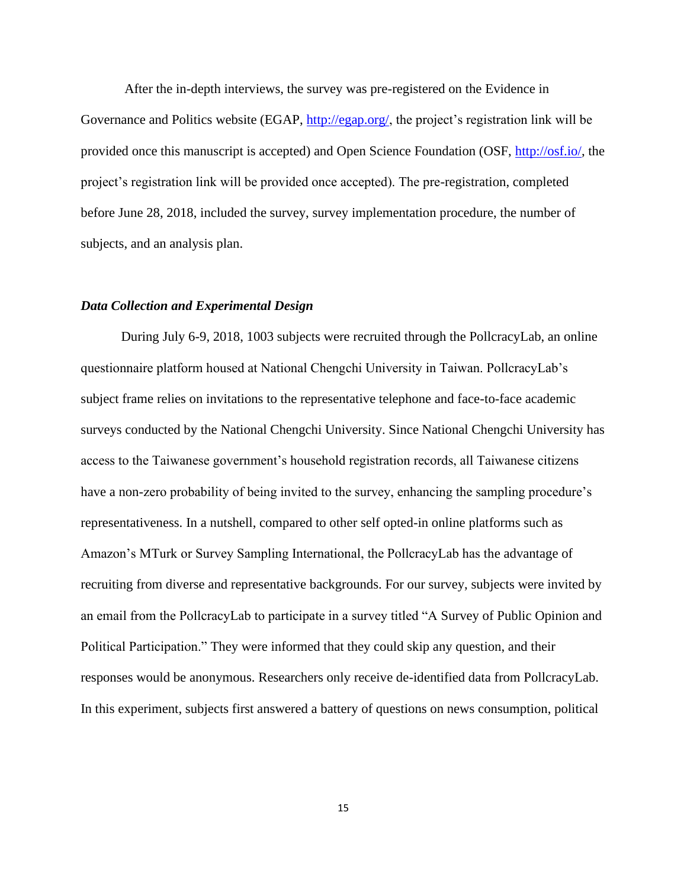After the in-depth interviews, the survey was pre-registered on the Evidence in Governance and Politics website (EGAP, http://egap.org/, the project's registration link will be provided once this manuscript is accepted) and Open Science Foundation (OSF, http://osf.io/, the project's registration link will be provided once accepted). The pre-registration, completed before June 28, 2018, included the survey, survey implementation procedure, the number of subjects, and an analysis plan.

### *Data Collection and Experimental Design*

During July 6-9, 2018, 1003 subjects were recruited through the PollcracyLab, an online questionnaire platform housed at National Chengchi University in Taiwan. PollcracyLab's subject frame relies on invitations to the representative telephone and face-to-face academic surveys conducted by the National Chengchi University. Since National Chengchi University has access to the Taiwanese government's household registration records, all Taiwanese citizens have a non-zero probability of being invited to the survey, enhancing the sampling procedure's representativeness. In a nutshell, compared to other self opted-in online platforms such as Amazon's MTurk or Survey Sampling International, the PollcracyLab has the advantage of recruiting from diverse and representative backgrounds. For our survey, subjects were invited by an email from the PollcracyLab to participate in a survey titled "A Survey of Public Opinion and Political Participation." They were informed that they could skip any question, and their responses would be anonymous. Researchers only receive de-identified data from PollcracyLab. In this experiment, subjects first answered a battery of questions on news consumption, political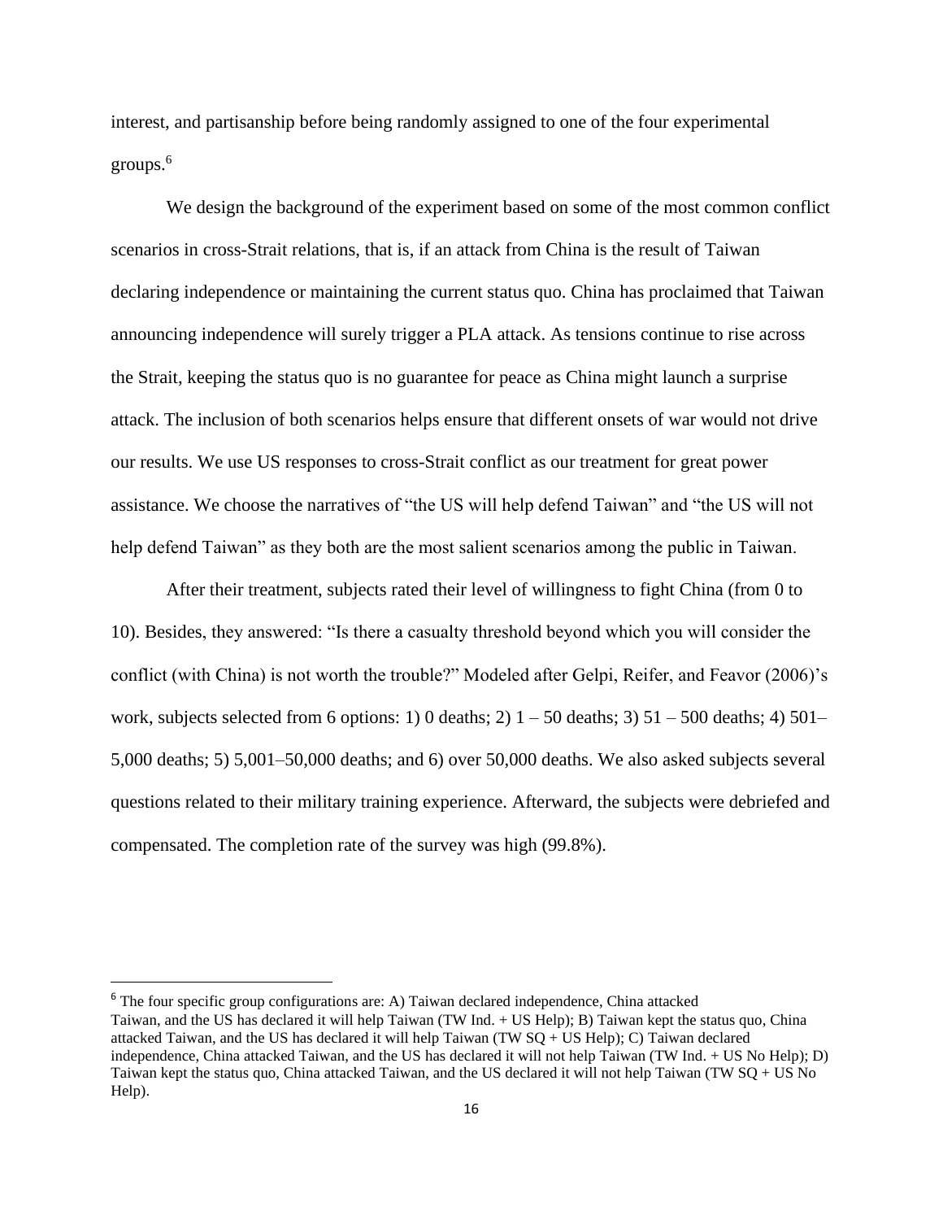interest, and partisanship before being randomly assigned to one of the four experimental groups.[6]

We design the background of the experiment based on some of the most common conflict scenarios in cross-Strait relations, that is, if an attack from China is the result of Taiwan declaring independence or maintaining the current status quo. China has proclaimed that Taiwan announcing independence will surely trigger a PLA attack. As tensions continue to rise across the Strait, keeping the status quo is no guarantee for peace as China might launch a surprise attack. The inclusion of both scenarios helps ensure that different onsets of war would not drive our results. We use US responses to cross-Strait conflict as our treatment for great power assistance. We choose the narratives of "the US will help defend Taiwan" and "the US will not help defend Taiwan" as they both are the most salient scenarios among the public in Taiwan.

After their treatment, subjects rated their level of willingness to fight China (from 0 to 10). Besides, they answered: "Is there a casualty threshold beyond which you will consider the conflict (with China) is not worth the trouble?" Modeled after Gelpi, Reifer, and Feavor (2006)'s work, subjects selected from 6 options: 1) 0 deaths; 2) 1 – 50 deaths; 3) 51 – 500 deaths; 4) 501–5,000 deaths; 5) 5,001–50,000 deaths; and 6) over 50,000 deaths. We also asked subjects several questions related to their military training experience. Afterward, the subjects were debriefed and compensated. The completion rate of the survey was high (99.8%).

[6] The four specific group configurations are: A) Taiwan declared independence, China attacked Taiwan, and the US has declared it will help Taiwan (TW Ind. + US Help); B) Taiwan kept the status quo, China attacked Taiwan, and the US has declared it will help Taiwan (TW SQ + US Help); C) Taiwan declared independence, China attacked Taiwan, and the US has declared it will not help Taiwan (TW Ind. + US No Help); D) Taiwan kept the status quo, China attacked Taiwan, and the US declared it will not help Taiwan (TW SQ + US No Help).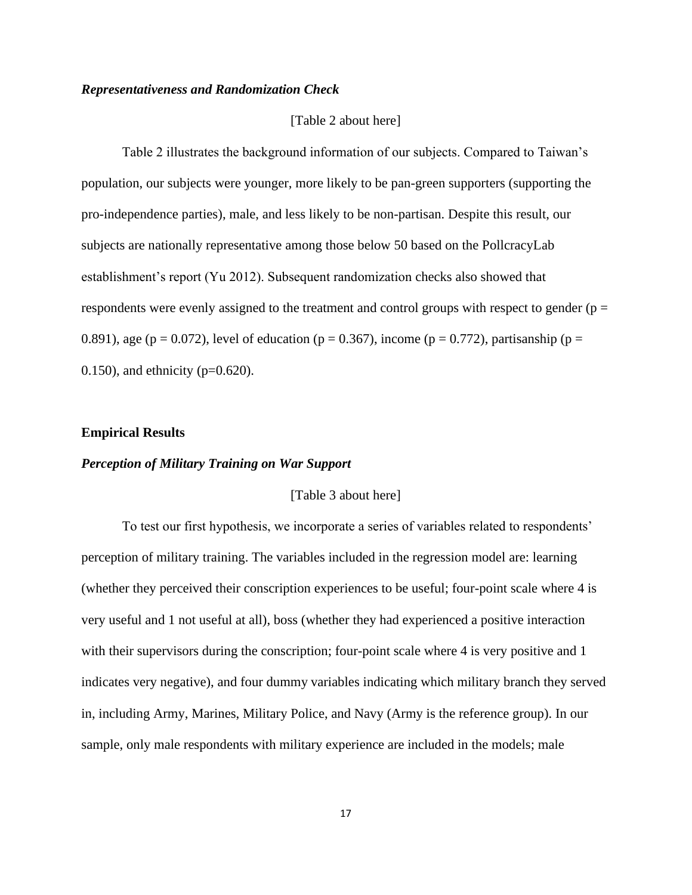### *Representativeness and Randomization Check*

[Table 2 about here]

Table 2 illustrates the background information of our subjects. Compared to Taiwan's population, our subjects were younger, more likely to be pan-green supporters (supporting the pro-independence parties), male, and less likely to be non-partisan. Despite this result, our subjects are nationally representative among those below 50 based on the PollcracyLab establishment's report (Yu 2012). Subsequent randomization checks also showed that respondents were evenly assigned to the treatment and control groups with respect to gender ($p = 0.891$), age ($p = 0.072$), level of education ($p = 0.367$), income ($p = 0.772$), partisanship ($p = 0.150$), and ethnicity ($p=0.620$).

## Empirical Results

### *Perception of Military Training on War Support*

[Table 3 about here]

To test our first hypothesis, we incorporate a series of variables related to respondents' perception of military training. The variables included in the regression model are: learning (whether they perceived their conscription experiences to be useful; four-point scale where 4 is very useful and 1 not useful at all), boss (whether they had experienced a positive interaction with their supervisors during the conscription; four-point scale where 4 is very positive and 1 indicates very negative), and four dummy variables indicating which military branch they served in, including Army, Marines, Military Police, and Navy (Army is the reference group). In our sample, only male respondents with military experience are included in the models; male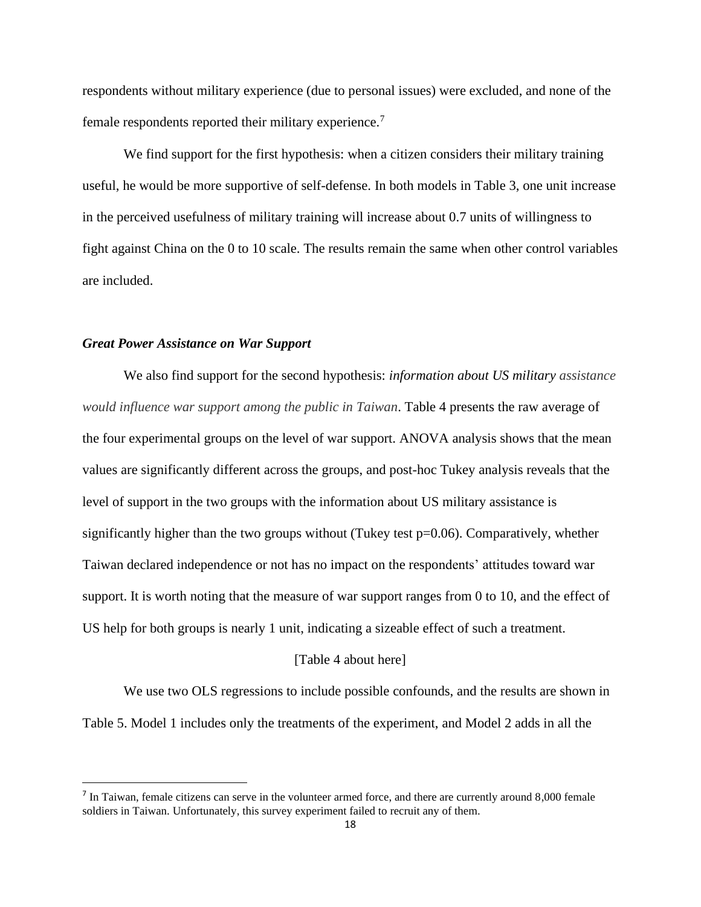respondents without military experience (due to personal issues) were excluded, and none of the female respondents reported their military experience.[7]

We find support for the first hypothesis: when a citizen considers their military training useful, he would be more supportive of self-defense. In both models in Table 3, one unit increase in the perceived usefulness of military training will increase about 0.7 units of willingness to fight against China on the 0 to 10 scale. The results remain the same when other control variables are included.

### *Great Power Assistance on War Support*

We also find support for the second hypothesis: *information about US military assistance would influence war support among the public in Taiwan*. Table 4 presents the raw average of the four experimental groups on the level of war support. ANOVA analysis shows that the mean values are significantly different across the groups, and post-hoc Tukey analysis reveals that the level of support in the two groups with the information about US military assistance is significantly higher than the two groups without (Tukey test $p=0.06$). Comparatively, whether Taiwan declared independence or not has no impact on the respondents' attitudes toward war support. It is worth noting that the measure of war support ranges from 0 to 10, and the effect of US help for both groups is nearly 1 unit, indicating a sizeable effect of such a treatment.

[Table 4 about here]

We use two OLS regressions to include possible confounds, and the results are shown in Table 5. Model 1 includes only the treatments of the experiment, and Model 2 adds in all the

[7] In Taiwan, female citizens can serve in the volunteer armed force, and there are currently around 8,000 female soldiers in Taiwan. Unfortunately, this survey experiment failed to recruit any of them.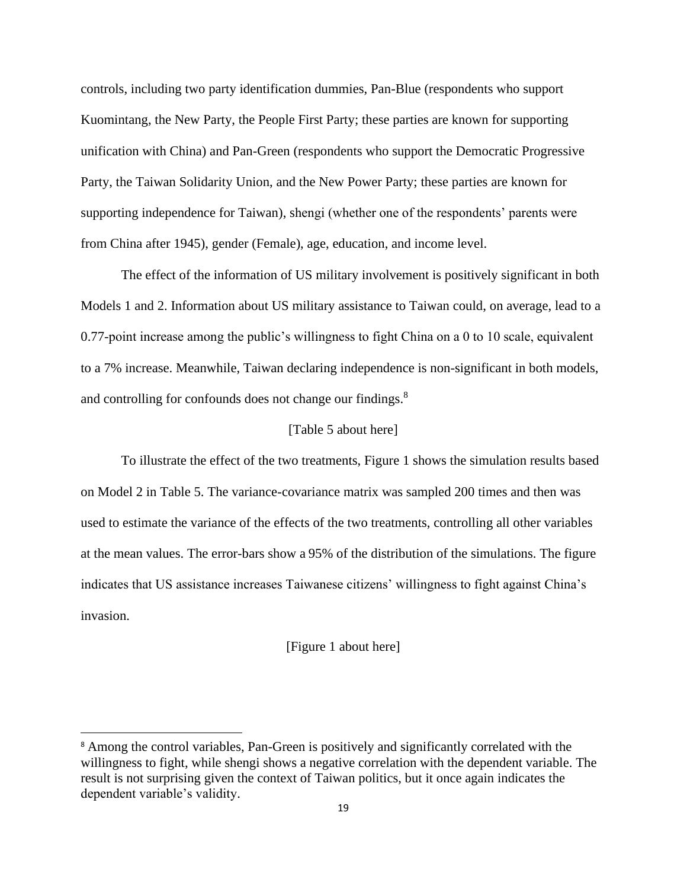controls, including two party identification dummies, Pan-Blue (respondents who support Kuomintang, the New Party, the People First Party; these parties are known for supporting unification with China) and Pan-Green (respondents who support the Democratic Progressive Party, the Taiwan Solidarity Union, and the New Power Party; these parties are known for supporting independence for Taiwan), shengi (whether one of the respondents' parents were from China after 1945), gender (Female), age, education, and income level.

The effect of the information of US military involvement is positively significant in both Models 1 and 2. Information about US military assistance to Taiwan could, on average, lead to a 0.77-point increase among the public's willingness to fight China on a 0 to 10 scale, equivalent to a 7% increase. Meanwhile, Taiwan declaring independence is non-significant in both models, and controlling for confounds does not change our findings.[8]

[Table 5 about here]

To illustrate the effect of the two treatments, Figure 1 shows the simulation results based on Model 2 in Table 5. The variance-covariance matrix was sampled 200 times and then was used to estimate the variance of the effects of the two treatments, controlling all other variables at the mean values. The error-bars show a 95% of the distribution of the simulations. The figure indicates that US assistance increases Taiwanese citizens' willingness to fight against China's invasion.

[Figure 1 about here]

---

[8] Among the control variables, Pan-Green is positively and significantly correlated with the willingness to fight, while shengi shows a negative correlation with the dependent variable. The result is not surprising given the context of Taiwan politics, but it once again indicates the dependent variable's validity.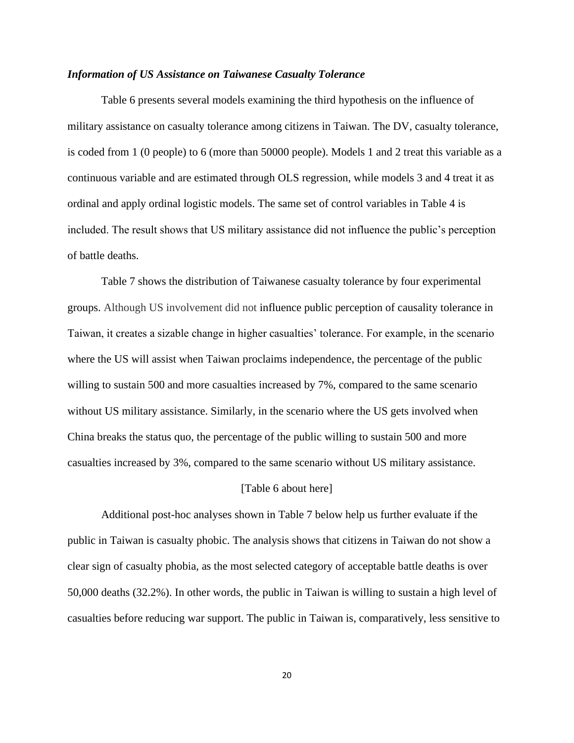### *Information of US Assistance on Taiwanese Casualty Tolerance*

Table 6 presents several models examining the third hypothesis on the influence of military assistance on casualty tolerance among citizens in Taiwan. The DV, casualty tolerance, is coded from 1 (0 people) to 6 (more than 50000 people). Models 1 and 2 treat this variable as a continuous variable and are estimated through OLS regression, while models 3 and 4 treat it as ordinal and apply ordinal logistic models. The same set of control variables in Table 4 is included. The result shows that US military assistance did not influence the public's perception of battle deaths.

Table 7 shows the distribution of Taiwanese casualty tolerance by four experimental groups. Although US involvement did not influence public perception of causality tolerance in Taiwan, it creates a sizable change in higher casualties' tolerance. For example, in the scenario where the US will assist when Taiwan proclaims independence, the percentage of the public willing to sustain 500 and more casualties increased by 7%, compared to the same scenario without US military assistance. Similarly, in the scenario where the US gets involved when China breaks the status quo, the percentage of the public willing to sustain 500 and more casualties increased by 3%, compared to the same scenario without US military assistance.

[Table 6 about here]

Additional post-hoc analyses shown in Table 7 below help us further evaluate if the public in Taiwan is casualty phobic. The analysis shows that citizens in Taiwan do not show a clear sign of casualty phobia, as the most selected category of acceptable battle deaths is over 50,000 deaths (32.2%). In other words, the public in Taiwan is willing to sustain a high level of casualties before reducing war support. The public in Taiwan is, comparatively, less sensitive to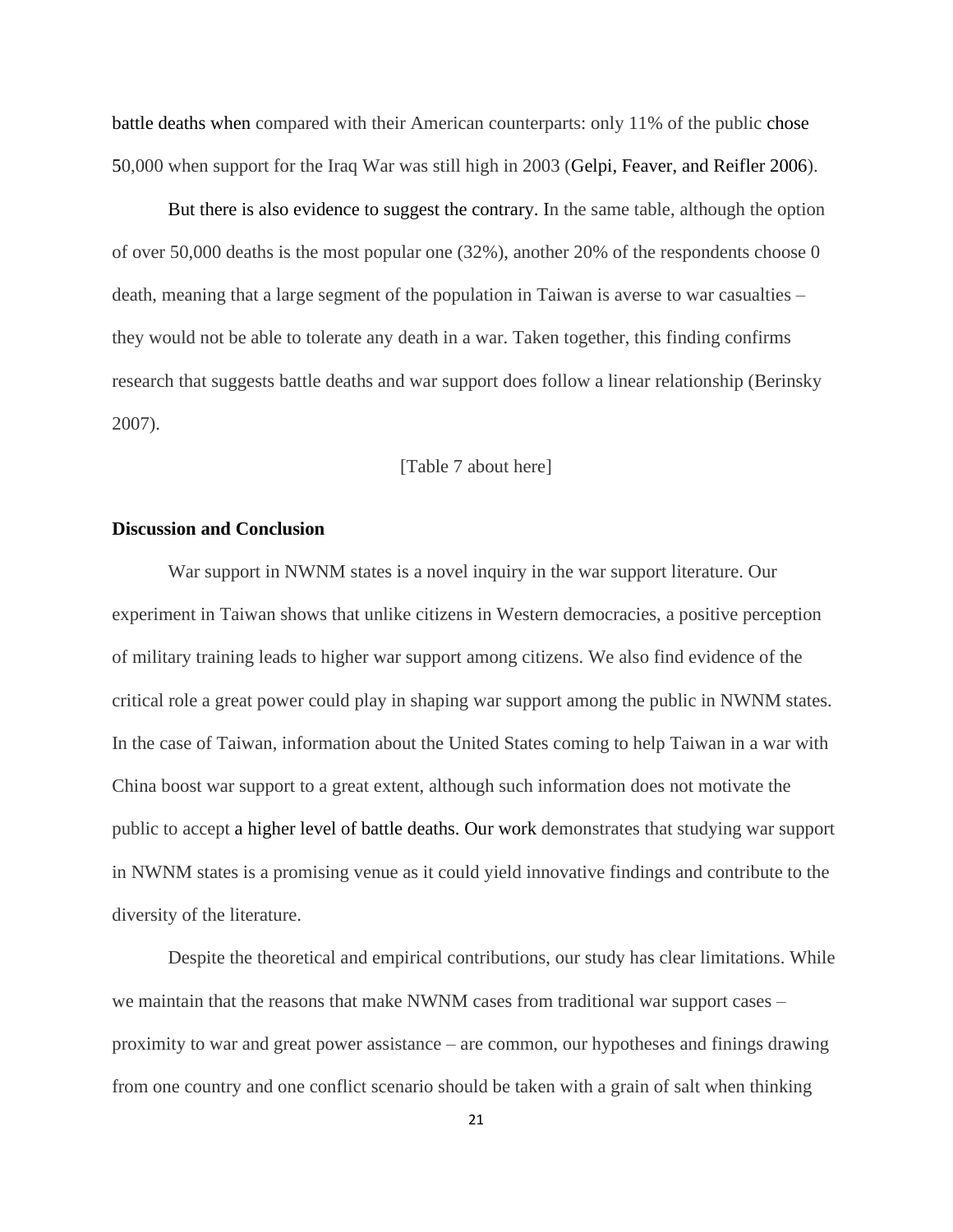battle deaths when compared with their American counterparts: only 11% of the public chose 50,000 when support for the Iraq War was still high in 2003 (Gelpi, Feaver, and Reifler 2006).

But there is also evidence to suggest the contrary. In the same table, although the option of over 50,000 deaths is the most popular one (32%), another 20% of the respondents choose 0 death, meaning that a large segment of the population in Taiwan is averse to war casualties – they would not be able to tolerate any death in a war. Taken together, this finding confirms research that suggests battle deaths and war support does follow a linear relationship (Berinsky 2007).

[Table 7 about here]

**Discussion and Conclusion**

War support in NWNM states is a novel inquiry in the war support literature. Our experiment in Taiwan shows that unlike citizens in Western democracies, a positive perception of military training leads to higher war support among citizens. We also find evidence of the critical role a great power could play in shaping war support among the public in NWNM states. In the case of Taiwan, information about the United States coming to help Taiwan in a war with China boost war support to a great extent, although such information does not motivate the public to accept a higher level of battle deaths. Our work demonstrates that studying war support in NWNM states is a promising venue as it could yield innovative findings and contribute to the diversity of the literature.

Despite the theoretical and empirical contributions, our study has clear limitations. While we maintain that the reasons that make NWNM cases from traditional war support cases – proximity to war and great power assistance – are common, our hypotheses and finings drawing from one country and one conflict scenario should be taken with a grain of salt when thinking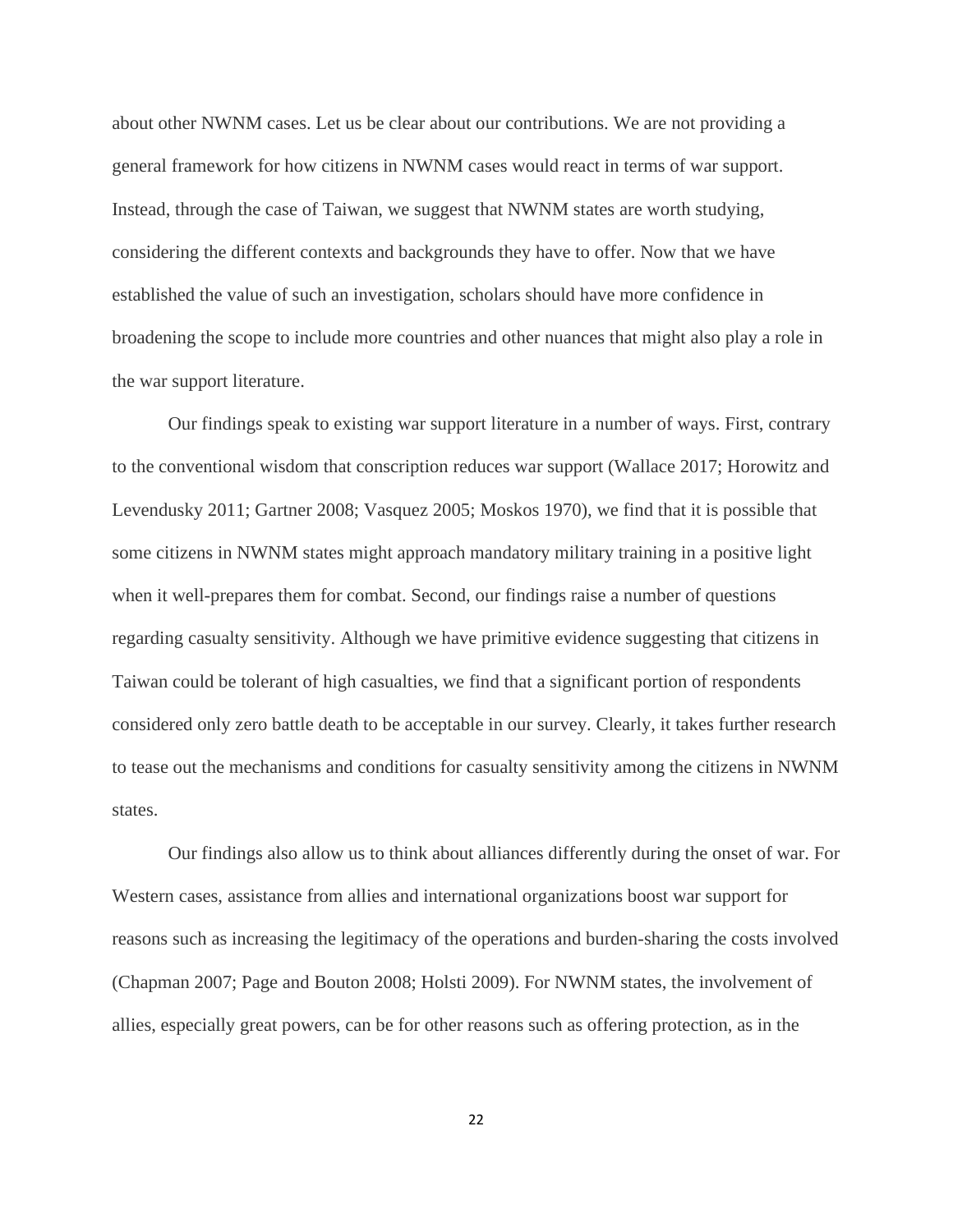about other NWNM cases. Let us be clear about our contributions. We are not providing a general framework for how citizens in NWNM cases would react in terms of war support. Instead, through the case of Taiwan, we suggest that NWNM states are worth studying, considering the different contexts and backgrounds they have to offer. Now that we have established the value of such an investigation, scholars should have more confidence in broadening the scope to include more countries and other nuances that might also play a role in the war support literature.

Our findings speak to existing war support literature in a number of ways. First, contrary to the conventional wisdom that conscription reduces war support (Wallace 2017; Horowitz and Levendusky 2011; Gartner 2008; Vasquez 2005; Moskos 1970), we find that it is possible that some citizens in NWNM states might approach mandatory military training in a positive light when it well-prepares them for combat. Second, our findings raise a number of questions regarding casualty sensitivity. Although we have primitive evidence suggesting that citizens in Taiwan could be tolerant of high casualties, we find that a significant portion of respondents considered only zero battle death to be acceptable in our survey. Clearly, it takes further research to tease out the mechanisms and conditions for casualty sensitivity among the citizens in NWNM states.

Our findings also allow us to think about alliances differently during the onset of war. For Western cases, assistance from allies and international organizations boost war support for reasons such as increasing the legitimacy of the operations and burden-sharing the costs involved (Chapman 2007; Page and Bouton 2008; Holsti 2009). For NWNM states, the involvement of allies, especially great powers, can be for other reasons such as offering protection, as in the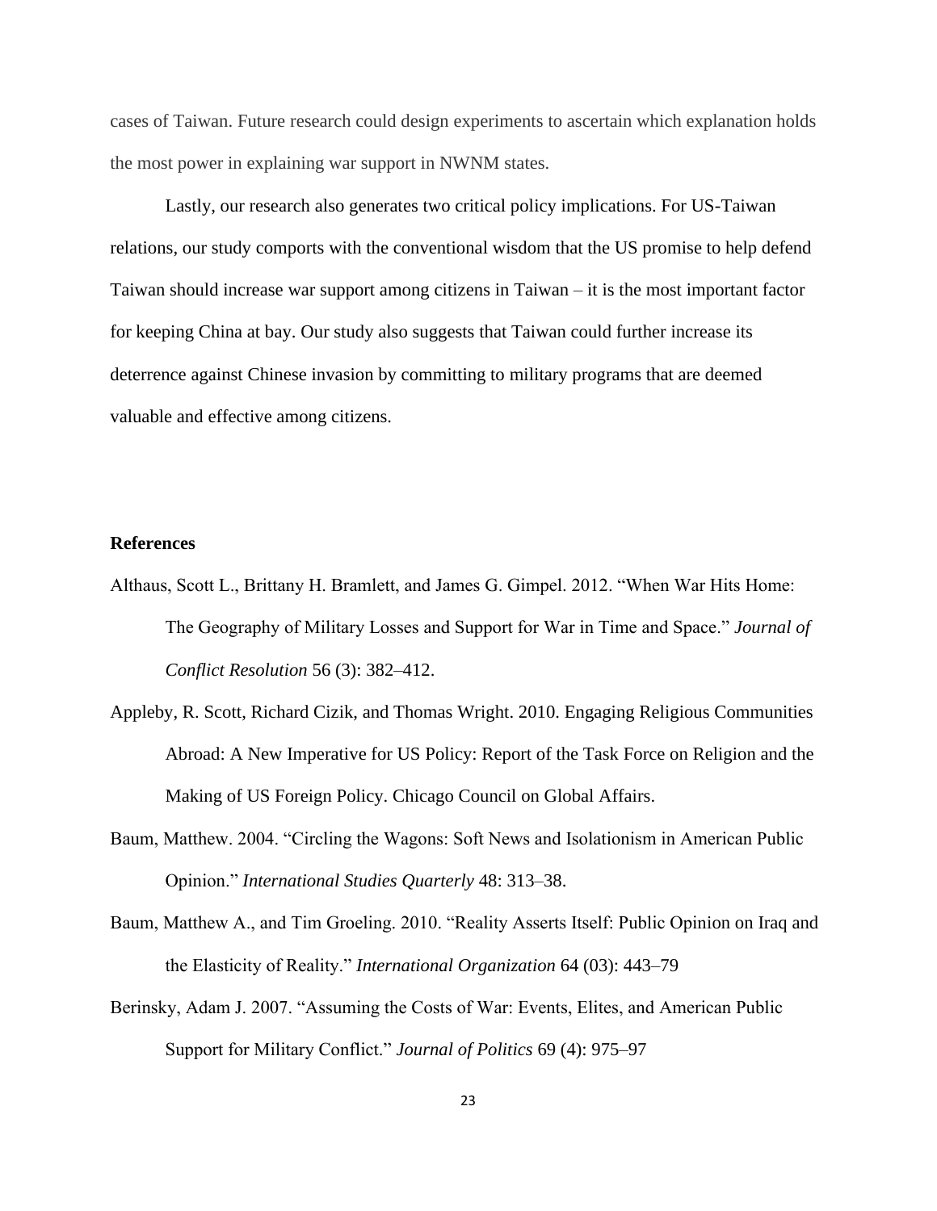cases of Taiwan. Future research could design experiments to ascertain which explanation holds the most power in explaining war support in NWNM states.

Lastly, our research also generates two critical policy implications. For US-Taiwan relations, our study comports with the conventional wisdom that the US promise to help defend Taiwan should increase war support among citizens in Taiwan – it is the most important factor for keeping China at bay. Our study also suggests that Taiwan could further increase its deterrence against Chinese invasion by committing to military programs that are deemed valuable and effective among citizens.

**References**

Althaus, Scott L., Brittany H. Bramlett, and James G. Gimpel. 2012. "When War Hits Home: The Geography of Military Losses and Support for War in Time and Space." *Journal of Conflict Resolution* 56 (3): 382–412.

Appleby, R. Scott, Richard Cizik, and Thomas Wright. 2010. Engaging Religious Communities Abroad: A New Imperative for US Policy: Report of the Task Force on Religion and the Making of US Foreign Policy. Chicago Council on Global Affairs.

Baum, Matthew. 2004. "Circling the Wagons: Soft News and Isolationism in American Public Opinion." *International Studies Quarterly* 48: 313–38.

Baum, Matthew A., and Tim Groeling. 2010. "Reality Asserts Itself: Public Opinion on Iraq and the Elasticity of Reality." *International Organization* 64 (03): 443–79

Berinsky, Adam J. 2007. "Assuming the Costs of War: Events, Elites, and American Public Support for Military Conflict." *Journal of Politics* 69 (4): 975–97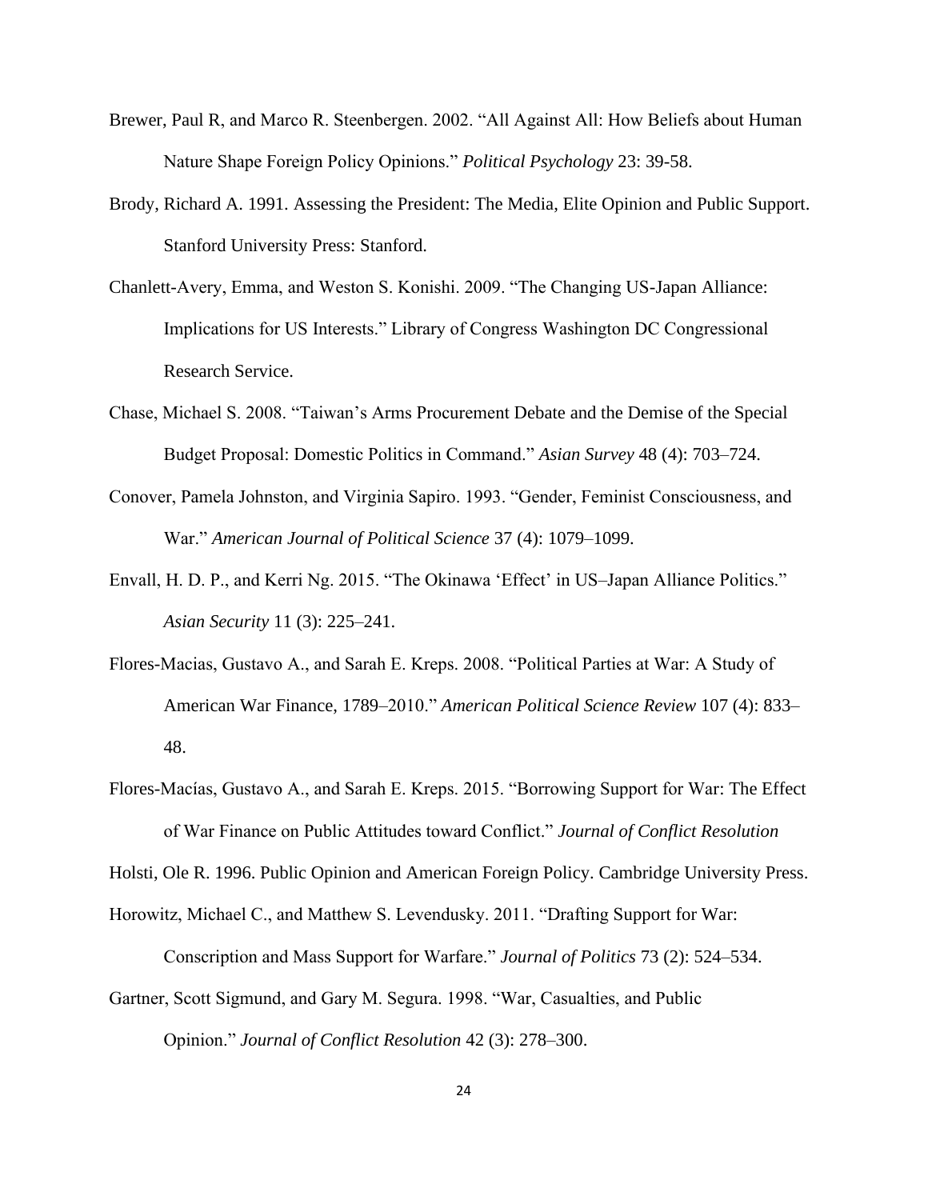Brewer, Paul R, and Marco R. Steenbergen. 2002. "All Against All: How Beliefs about Human Nature Shape Foreign Policy Opinions." *Political Psychology* 23: 39-58.

Brody, Richard A. 1991. Assessing the President: The Media, Elite Opinion and Public Support. Stanford University Press: Stanford.

Chanlett-Avery, Emma, and Weston S. Konishi. 2009. "The Changing US-Japan Alliance: Implications for US Interests." Library of Congress Washington DC Congressional Research Service.

Chase, Michael S. 2008. "Taiwan's Arms Procurement Debate and the Demise of the Special Budget Proposal: Domestic Politics in Command." *Asian Survey* 48 (4): 703–724.

Conover, Pamela Johnston, and Virginia Sapiro. 1993. "Gender, Feminist Consciousness, and War." *American Journal of Political Science* 37 (4): 1079–1099.

Envall, H. D. P., and Kerri Ng. 2015. "The Okinawa 'Effect' in US–Japan Alliance Politics." *Asian Security* 11 (3): 225–241.

Flores-Macias, Gustavo A., and Sarah E. Kreps. 2008. "Political Parties at War: A Study of American War Finance, 1789–2010." *American Political Science Review* 107 (4): 833–48.

Flores-Macías, Gustavo A., and Sarah E. Kreps. 2015. "Borrowing Support for War: The Effect of War Finance on Public Attitudes toward Conflict." *Journal of Conflict Resolution*

Holsti, Ole R. 1996. Public Opinion and American Foreign Policy. Cambridge University Press.

Horowitz, Michael C., and Matthew S. Levendusky. 2011. "Drafting Support for War: Conscription and Mass Support for Warfare." *Journal of Politics* 73 (2): 524–534.

Gartner, Scott Sigmund, and Gary M. Segura. 1998. "War, Casualties, and Public Opinion." *Journal of Conflict Resolution* 42 (3): 278–300.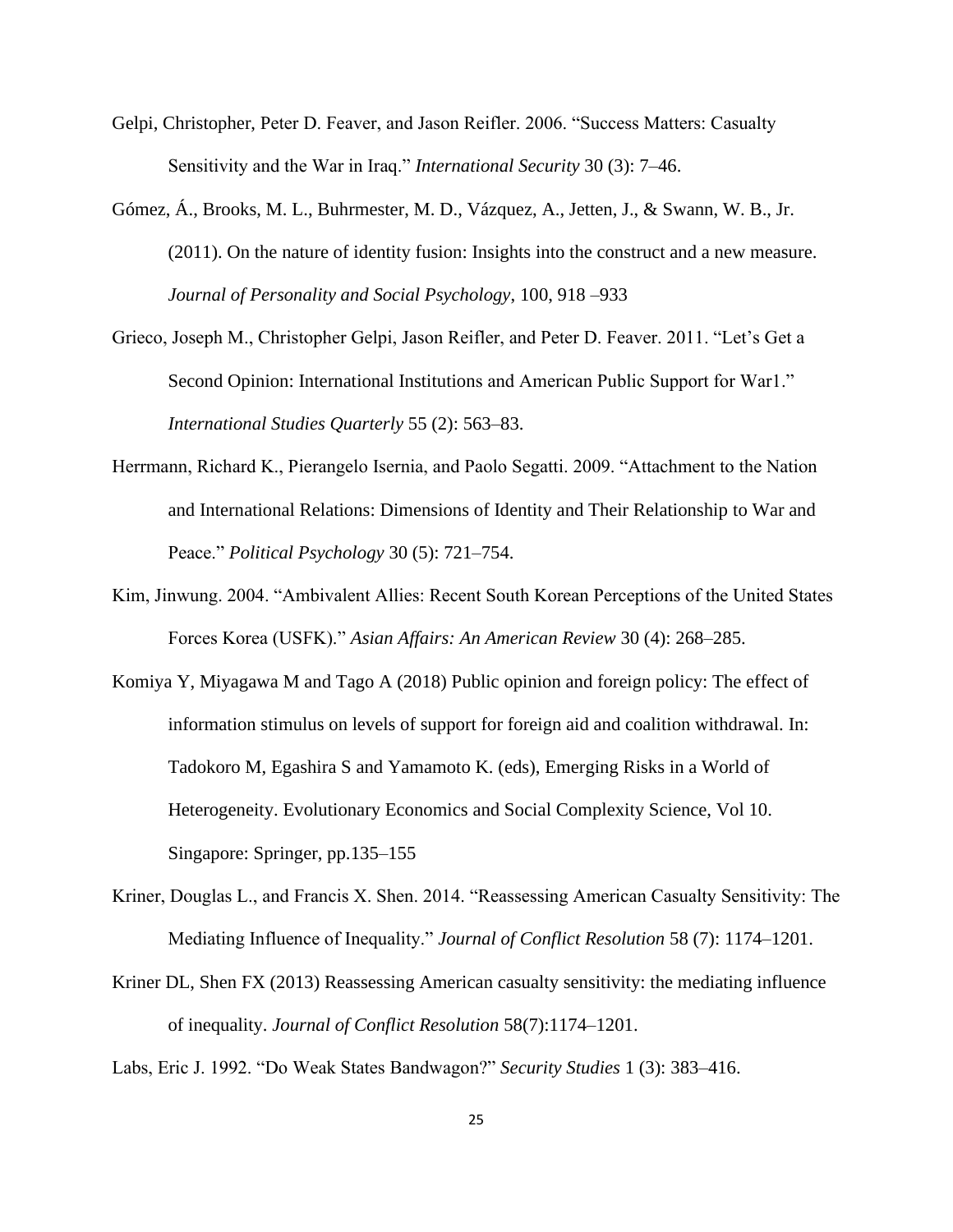Gelpi, Christopher, Peter D. Feaver, and Jason Reifler. 2006. "Success Matters: Casualty Sensitivity and the War in Iraq." *International Security* 30 (3): 7–46.

Gómez, Á., Brooks, M. L., Buhrmester, M. D., Vázquez, A., Jetten, J., & Swann, W. B., Jr. (2011). On the nature of identity fusion: Insights into the construct and a new measure. *Journal of Personality and Social Psychology*, 100, 918 –933

Grieco, Joseph M., Christopher Gelpi, Jason Reifler, and Peter D. Feaver. 2011. "Let's Get a Second Opinion: International Institutions and American Public Support for War1." *International Studies Quarterly* 55 (2): 563–83.

Herrmann, Richard K., Pierangelo Isernia, and Paolo Segatti. 2009. "Attachment to the Nation and International Relations: Dimensions of Identity and Their Relationship to War and Peace." *Political Psychology* 30 (5): 721–754.

Kim, Jinwung. 2004. "Ambivalent Allies: Recent South Korean Perceptions of the United States Forces Korea (USFK)." *Asian Affairs: An American Review* 30 (4): 268–285.

Komiya Y, Miyagawa M and Tago A (2018) Public opinion and foreign policy: The effect of information stimulus on levels of support for foreign aid and coalition withdrawal. In: Tadokoro M, Egashira S and Yamamoto K. (eds), Emerging Risks in a World of Heterogeneity. Evolutionary Economics and Social Complexity Science, Vol 10. Singapore: Springer, pp.135–155

Kriner, Douglas L., and Francis X. Shen. 2014. "Reassessing American Casualty Sensitivity: The Mediating Influence of Inequality." *Journal of Conflict Resolution* 58 (7): 1174–1201.

Kriner DL, Shen FX (2013) Reassessing American casualty sensitivity: the mediating influence of inequality. *Journal of Conflict Resolution* 58(7):1174–1201.

Labs, Eric J. 1992. "Do Weak States Bandwagon?" *Security Studies* 1 (3): 383–416.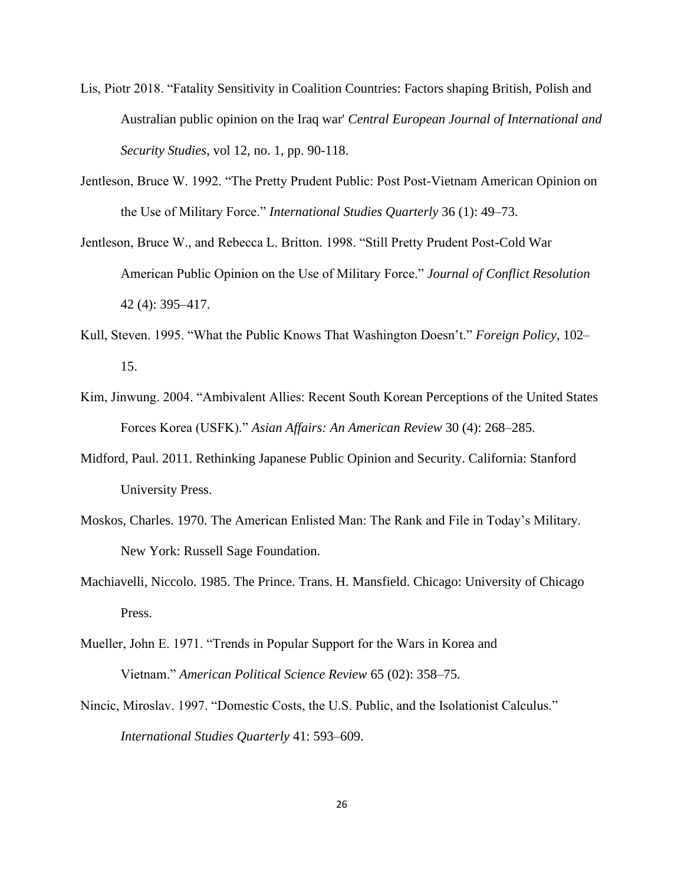Lis, Piotr 2018. “Fatality Sensitivity in Coalition Countries: Factors shaping British, Polish and Australian public opinion on the Iraq war' *Central European Journal of International and Security Studies*, vol 12, no. 1, pp. 90-118.

Jentleson, Bruce W. 1992. “The Pretty Prudent Public: Post Post-Vietnam American Opinion on the Use of Military Force.” *International Studies Quarterly* 36 (1): 49–73.

Jentleson, Bruce W., and Rebecca L. Britton. 1998. “Still Pretty Prudent Post-Cold War American Public Opinion on the Use of Military Force.” *Journal of Conflict Resolution* 42 (4): 395–417.

Kull, Steven. 1995. “What the Public Knows That Washington Doesn’t.” *Foreign Policy*, 102–15.

Kim, Jinwung. 2004. “Ambivalent Allies: Recent South Korean Perceptions of the United States Forces Korea (USFK).” *Asian Affairs: An American Review* 30 (4): 268–285.

Midford, Paul. 2011. Rethinking Japanese Public Opinion and Security. California: Stanford University Press.

Moskos, Charles. 1970. The American Enlisted Man: The Rank and File in Today’s Military. New York: Russell Sage Foundation.

Machiavelli, Niccolo. 1985. The Prince. Trans. H. Mansfield. Chicago: University of Chicago Press.

Mueller, John E. 1971. “Trends in Popular Support for the Wars in Korea and Vietnam.” *American Political Science Review* 65 (02): 358–75.

Nincic, Miroslav. 1997. “Domestic Costs, the U.S. Public, and the Isolationist Calculus.” *International Studies Quarterly* 41: 593–609.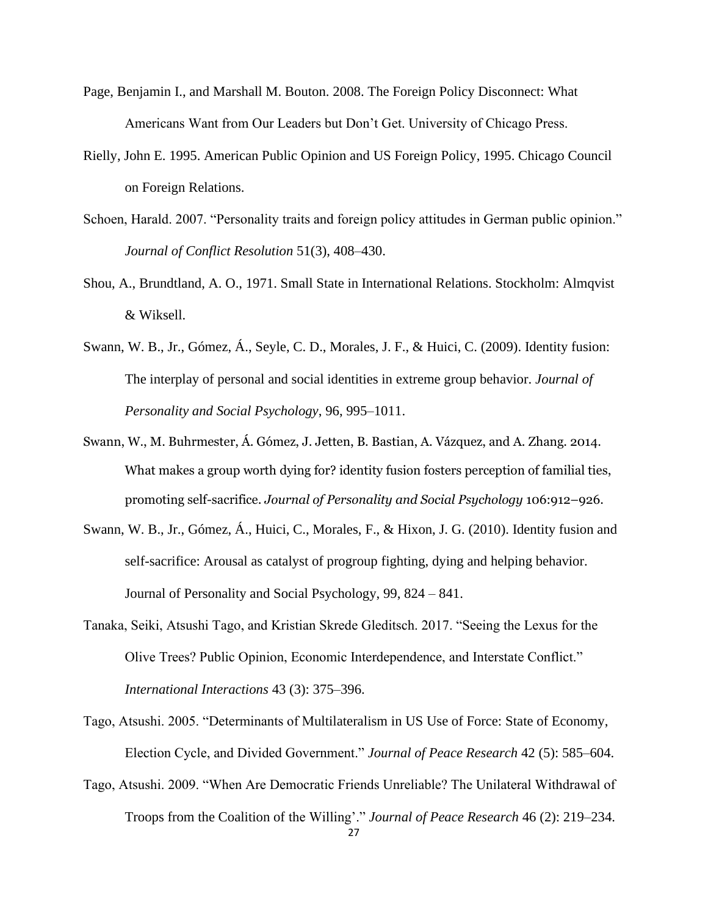Page, Benjamin I., and Marshall M. Bouton. 2008. The Foreign Policy Disconnect: What Americans Want from Our Leaders but Don't Get. University of Chicago Press.

Rielly, John E. 1995. American Public Opinion and US Foreign Policy, 1995. Chicago Council on Foreign Relations.

Schoen, Harald. 2007. "Personality traits and foreign policy attitudes in German public opinion." *Journal of Conflict Resolution* 51(3), 408–430.

Shou, A., Brundtland, A. O., 1971. Small State in International Relations. Stockholm: Almqvist & Wiksell.

Swann, W. B., Jr., Gómez, Á., Seyle, C. D., Morales, J. F., & Huici, C. (2009). Identity fusion: The interplay of personal and social identities in extreme group behavior. *Journal of Personality and Social Psychology*, 96, 995–1011.

Swann, W., M. Buhrmester, Á. Gómez, J. Jetten, B. Bastian, A. Vázquez, and A. Zhang. 2014. What makes a group worth dying for? identity fusion fosters perception of familial ties, promoting self-sacrifice. *Journal of Personality and Social Psychology* 106:912–926.

Swann, W. B., Jr., Gómez, Á., Huici, C., Morales, F., & Hixon, J. G. (2010). Identity fusion and self-sacrifice: Arousal as catalyst of progroup fighting, dying and helping behavior. Journal of Personality and Social Psychology, 99, 824 – 841.

Tanaka, Seiki, Atsushi Tago, and Kristian Skrede Gleditsch. 2017. "Seeing the Lexus for the Olive Trees? Public Opinion, Economic Interdependence, and Interstate Conflict." *International Interactions* 43 (3): 375–396.

Tago, Atsushi. 2005. "Determinants of Multilateralism in US Use of Force: State of Economy, Election Cycle, and Divided Government." *Journal of Peace Research* 42 (5): 585–604.

Tago, Atsushi. 2009. "When Are Democratic Friends Unreliable? The Unilateral Withdrawal of Troops from the Coalition of the Willing'." *Journal of Peace Research* 46 (2): 219–234.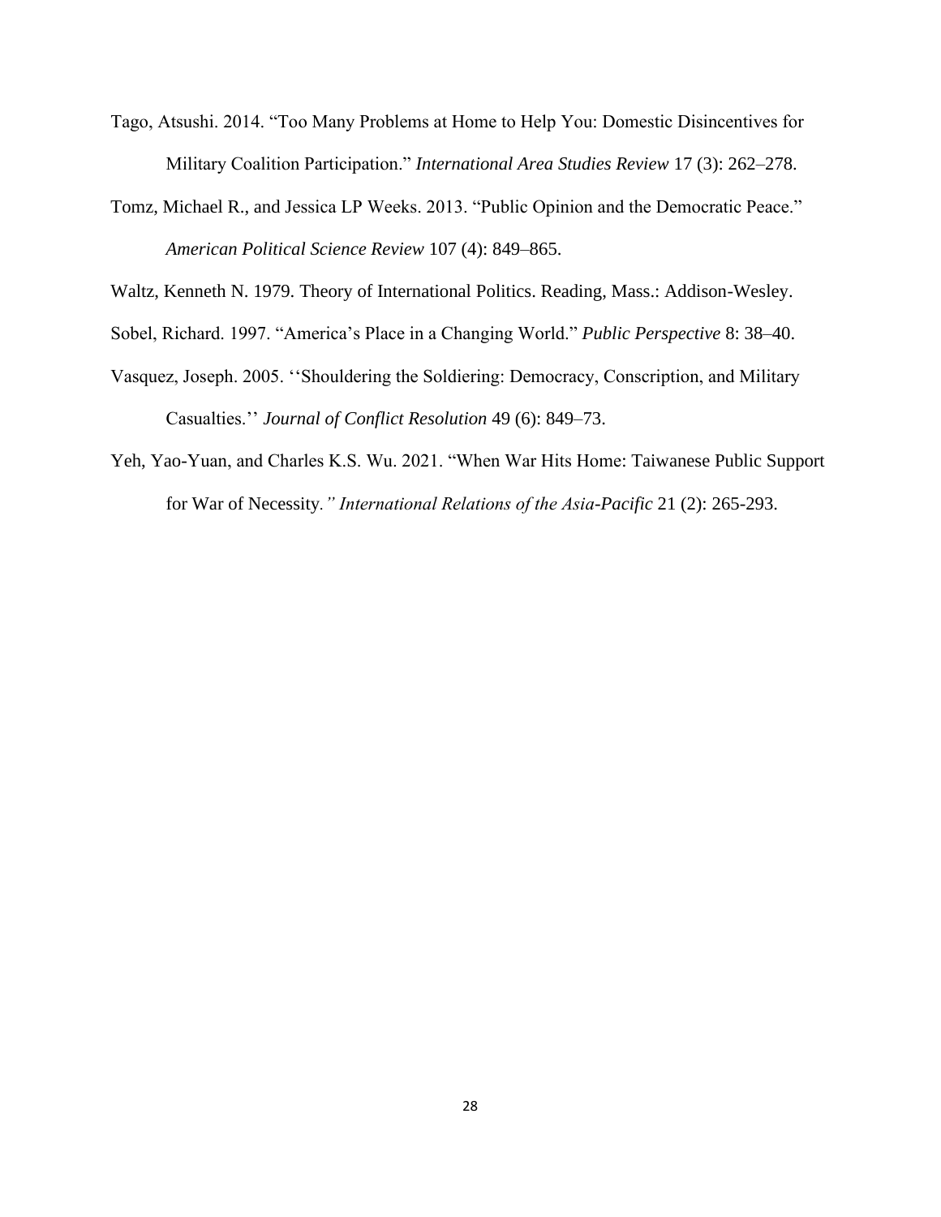Tago, Atsushi. 2014. "Too Many Problems at Home to Help You: Domestic Disincentives for Military Coalition Participation." *International Area Studies Review* 17 (3): 262–278.

Tomz, Michael R., and Jessica LP Weeks. 2013. "Public Opinion and the Democratic Peace." *American Political Science Review* 107 (4): 849–865.

Waltz, Kenneth N. 1979. Theory of International Politics. Reading, Mass.: Addison-Wesley.

Sobel, Richard. 1997. "America's Place in a Changing World." *Public Perspective* 8: 38–40.

Vasquez, Joseph. 2005. ''Shouldering the Soldiering: Democracy, Conscription, and Military Casualties.'' *Journal of Conflict Resolution* 49 (6): 849–73.

Yeh, Yao-Yuan, and Charles K.S. Wu. 2021. "When War Hits Home: Taiwanese Public Support for War of Necessity*." International Relations of the Asia-Pacific* 21 (2): 265-293.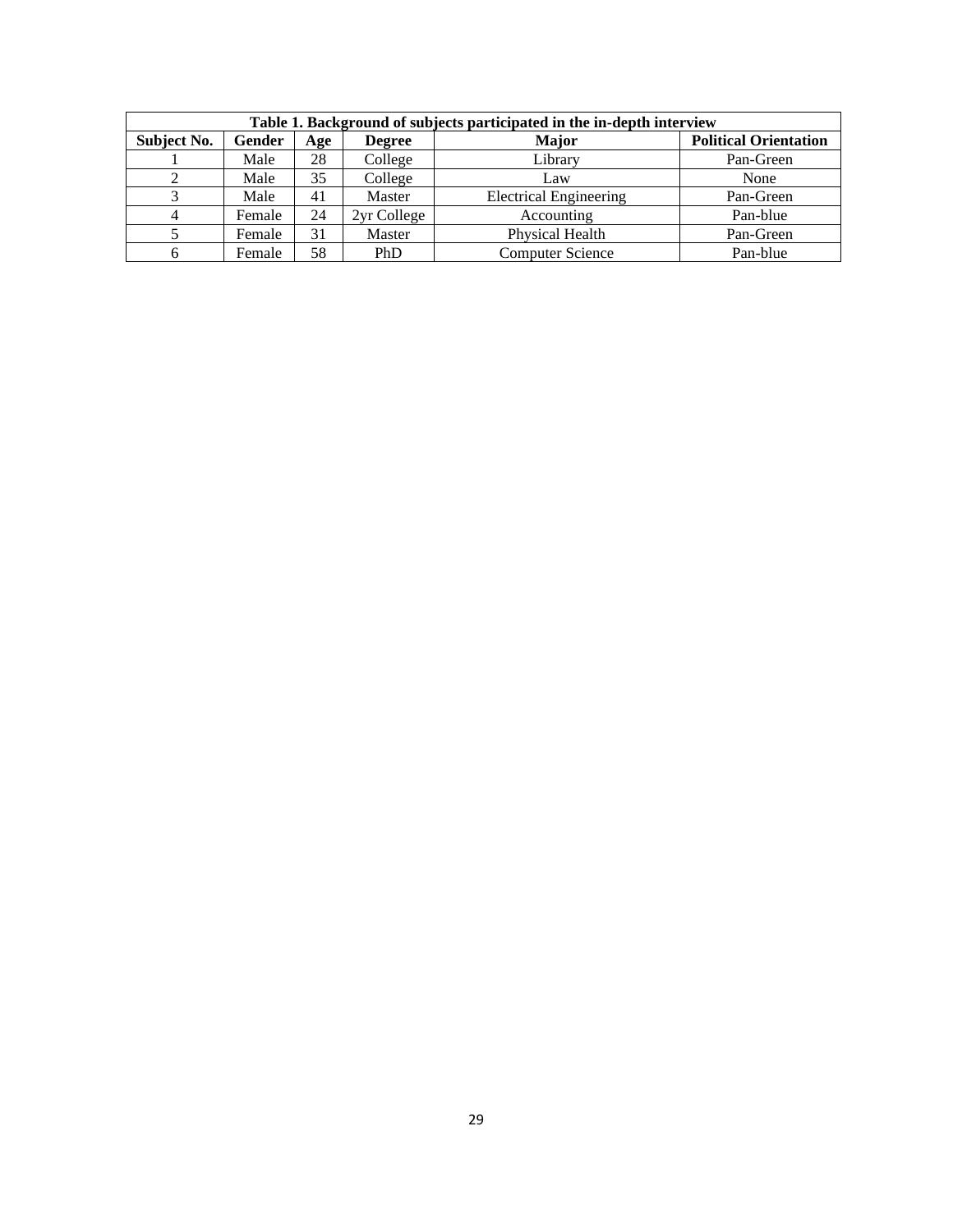**Table 1. Background of subjects participated in the in-depth interview**

| Subject No. | Gender | Age | Degree | Major | Political Orientation |
|---|---|---|---|---|---|
| 1 | Male | 28 | College | Library | Pan-Green |
| 2 | Male | 35 | College | Law | None |
| 3 | Male | 41 | Master | Electrical Engineering | Pan-Green |
| 4 | Female | 24 | 2yr College | Accounting | Pan-blue |
| 5 | Female | 31 | Master | Physical Health | Pan-Green |
| 6 | Female | 58 | PhD | Computer Science | Pan-blue |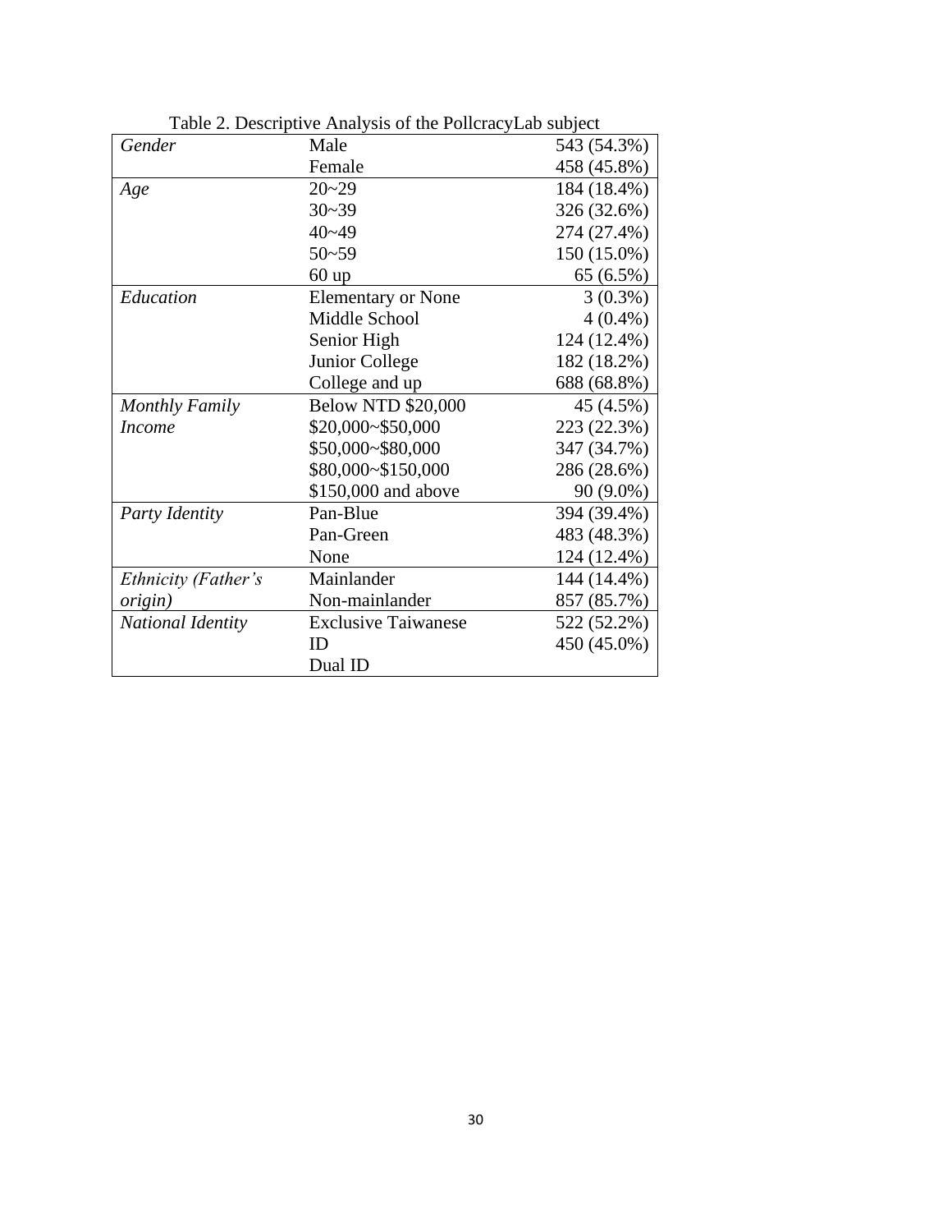Table 2. Descriptive Analysis of the PollcracyLab subject

| | | |
|---|---|---|
| *Gender* | Male | 543 (54.3%) |
| | Female | 458 (45.8%) |
| *Age* | 20~29 | 184 (18.4%) |
| | 30~39 | 326 (32.6%) |
| | 40~49 | 274 (27.4%) |
| | 50~59 | 150 (15.0%) |
| | 60 up | 65 (6.5%) |
| *Education* | Elementary or None | 3 (0.3%) |
| | Middle School | 4 (0.4%) |
| | Senior High | 124 (12.4%) |
| | Junior College | 182 (18.2%) |
| | College and up | 688 (68.8%) |
| *Monthly Family Income* | Below NTD $20,000 | 45 (4.5%) |
| | $20,000~$50,000 | 223 (22.3%) |
| | $50,000~$80,000 | 347 (34.7%) |
| | $80,000~$150,000 | 286 (28.6%) |
| | $150,000 and above | 90 (9.0%) |
| *Party Identity* | Pan-Blue | 394 (39.4%) |
| | Pan-Green | 483 (48.3%) |
| | None | 124 (12.4%) |
| *Ethnicity (Father's origin)* | Mainlander | 144 (14.4%) |
| | Non-mainlander | 857 (85.7%) |
| *National Identity* | Exclusive Taiwanese | 522 (52.2%) |
| | ID | 450 (45.0%) |
| | Dual ID | |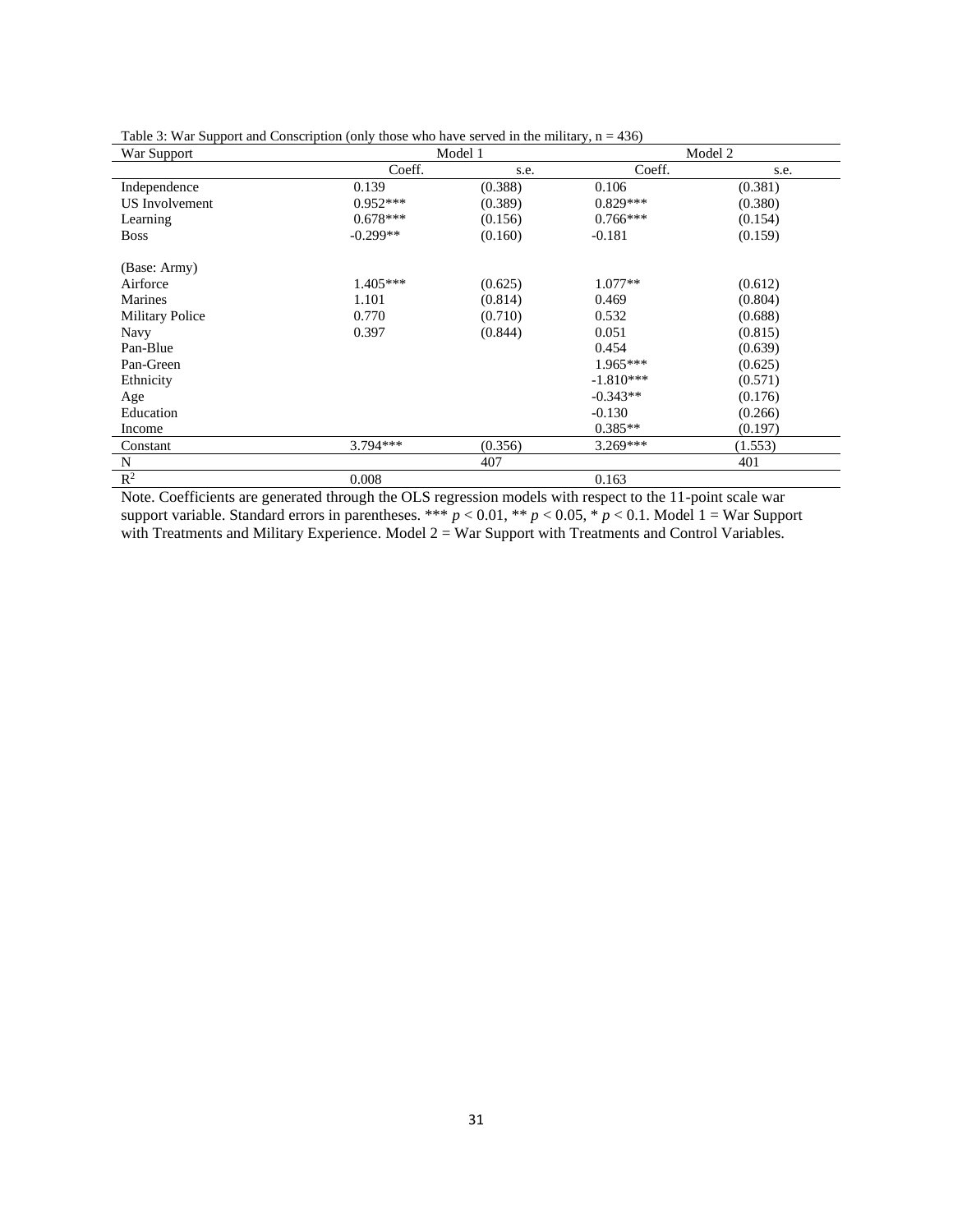Table 3: War Support and Conscription (only those who have served in the military, n = 436)

| War Support | Model 1 | | Model 2 | |
|---|---|---|---|---|
| | Coeff. | s.e. | Coeff. | s.e. |
| Independence | 0.139 | (0.388) | 0.106 | (0.381) |
| US Involvement | 0.952*** | (0.389) | 0.829*** | (0.380) |
| Learning | 0.678*** | (0.156) | 0.766*** | (0.154) |
| Boss | -0.299** | (0.160) | -0.181 | (0.159) |
| (Base: Army) | | | | |
| Airforce | 1.405*** | (0.625) | 1.077** | (0.612) |
| Marines | 1.101 | (0.814) | 0.469 | (0.804) |
| Military Police | 0.770 | (0.710) | 0.532 | (0.688) |
| Navy | 0.397 | (0.844) | 0.051 | (0.815) |
| Pan-Blue | | | 0.454 | (0.639) |
| Pan-Green | | | 1.965*** | (0.625) |
| Ethnicity | | | -1.810*** | (0.571) |
| Age | | | -0.343** | (0.176) |
| Education | | | -0.130 | (0.266) |
| Income | | | 0.385** | (0.197) |
| Constant | 3.794*** | (0.356) | 3.269*** | (1.553) |
| N | | 407 | | 401 |
| $R^2$ | 0.008 | | 0.163 | |

Note. Coefficients are generated through the OLS regression models with respect to the 11-point scale war support variable. Standard errors in parentheses. *** $p < 0.01$, ** $p < 0.05$, * $p < 0.1$. Model 1 = War Support with Treatments and Military Experience. Model 2 = War Support with Treatments and Control Variables.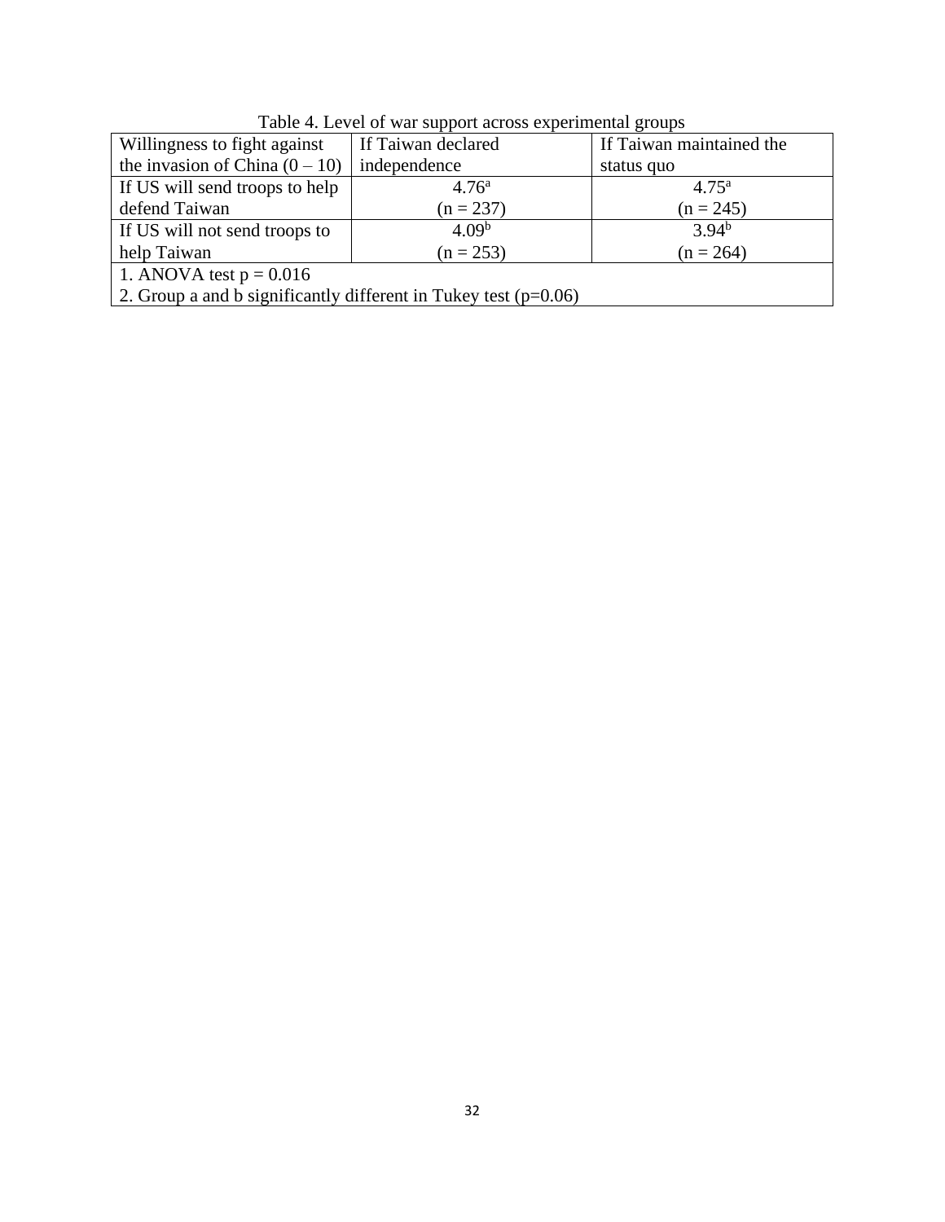Table 4. Level of war support across experimental groups

| Willingness to fight against the invasion of China (0 – 10) | If Taiwan declared independence | If Taiwan maintained the status quo |
|---|---|---|
| If US will send troops to help defend Taiwan | 4.76[a] (n = 237) | 4.75[a] (n = 245) |
| If US will not send troops to help Taiwan | 4.09[b] (n = 253) | 3.94[b] (n = 264) |
| 1. ANOVA test p = 0.016<br>2. Group a and b significantly different in Tukey test (p=0.06) | | |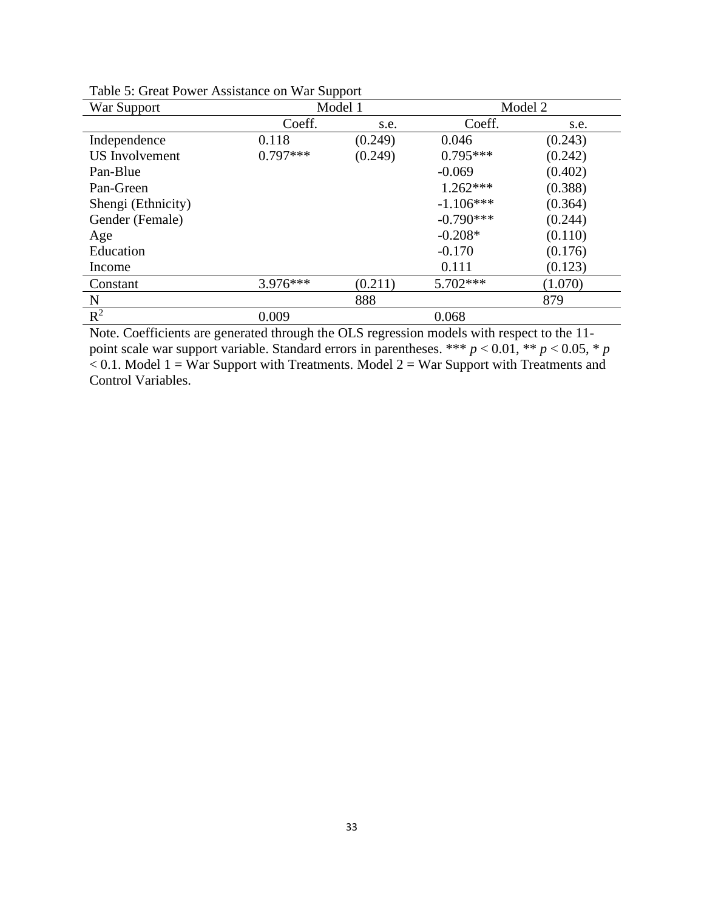Table 5: Great Power Assistance on War Support

| War Support | Model 1 | | Model 2 | |
|---|---|---|---|---|
| | Coeff. | s.e. | Coeff. | s.e. |
| Independence | 0.118 | (0.249) | 0.046 | (0.243) |
| US Involvement | 0.797*** | (0.249) | 0.795*** | (0.242) |
| Pan-Blue | | | -0.069 | (0.402) |
| Pan-Green | | | 1.262*** | (0.388) |
| Shengi (Ethnicity) | | | -1.106*** | (0.364) |
| Gender (Female) | | | -0.790*** | (0.244) |
| Age | | | -0.208* | (0.110) |
| Education | | | -0.170 | (0.176) |
| Income | | | 0.111 | (0.123) |
| Constant | 3.976*** | (0.211) | 5.702*** | (1.070) |
| N | | 888 | | 879 |
| $R^2$ | 0.009 | | 0.068 | |

Note. Coefficients are generated through the OLS regression models with respect to the 11-point scale war support variable. Standard errors in parentheses. *** $p < 0.01$, ** $p < 0.05$, * $p < 0.1$. Model 1 = War Support with Treatments. Model 2 = War Support with Treatments and Control Variables.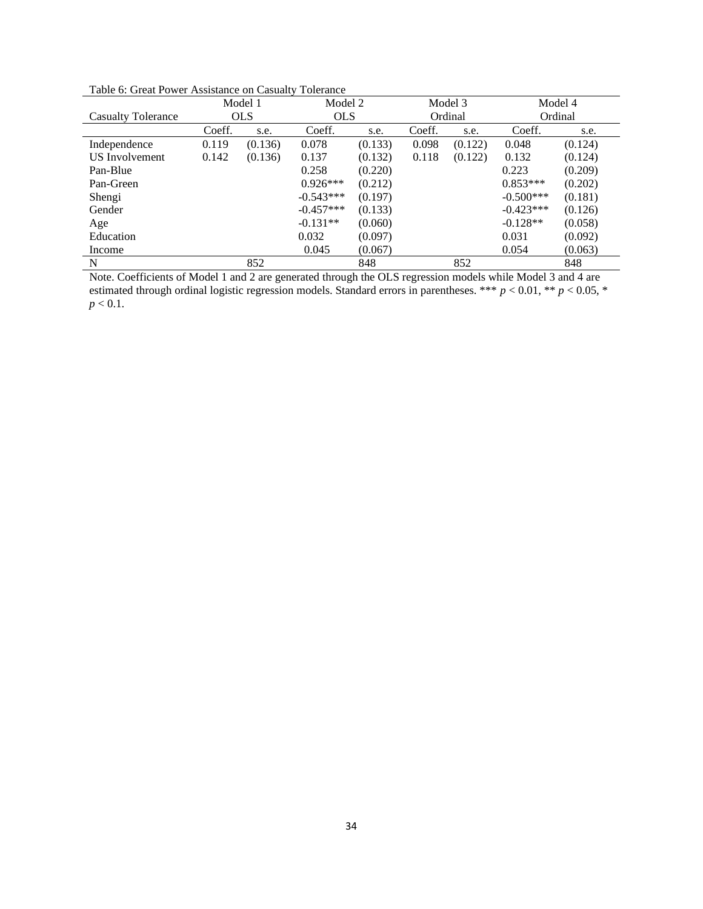Table 6: Great Power Assistance on Casualty Tolerance

| Casualty Tolerance | Model 1 OLS | | Model 2 OLS | | Model 3 Ordinal | | Model 4 Ordinal | |
|---|---|---|---|---|---|---|---|---|
| | Coeff. | s.e. | Coeff. | s.e. | Coeff. | s.e. | Coeff. | s.e. |
| Independence | 0.119 | (0.136) | 0.078 | (0.133) | 0.098 | (0.122) | 0.048 | (0.124) |
| US Involvement | 0.142 | (0.136) | 0.137 | (0.132) | 0.118 | (0.122) | 0.132 | (0.124) |
| Pan-Blue | | | 0.258 | (0.220) | | | 0.223 | (0.209) |
| Pan-Green | | | 0.926*** | (0.212) | | | 0.853*** | (0.202) |
| Shengi | | | -0.543*** | (0.197) | | | -0.500*** | (0.181) |
| Gender | | | -0.457*** | (0.133) | | | -0.423*** | (0.126) |
| Age | | | -0.131** | (0.060) | | | -0.128** | (0.058) |
| Education | | | 0.032 | (0.097) | | | 0.031 | (0.092) |
| Income | | | 0.045 | (0.067) | | | 0.054 | (0.063) |
| N | 852 | | 848 | | 852 | | 848 | |

Note. Coefficients of Model 1 and 2 are generated through the OLS regression models while Model 3 and 4 are estimated through ordinal logistic regression models. Standard errors in parentheses. *** $p < 0.01$, ** $p < 0.05$, * $p < 0.1$.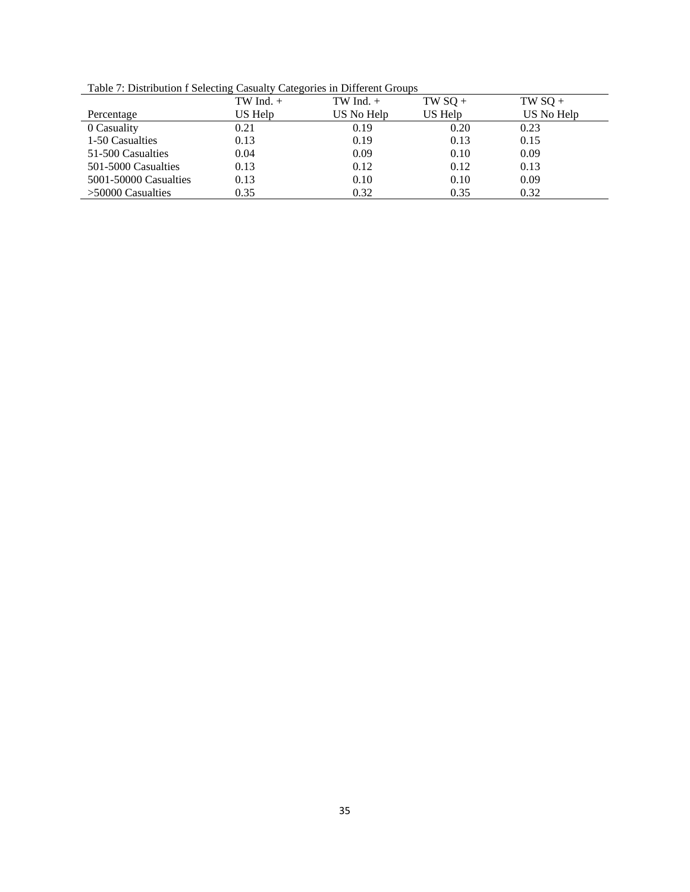Table 7: Distribution f Selecting Casualty Categories in Different Groups

| Percentage | TW Ind. + US Help | TW Ind. + US No Help | TW SQ + US Help | TW SQ + US No Help |
|---|---|---|---|---|
| 0 Casuality | 0.21 | 0.19 | 0.20 | 0.23 |
| 1-50 Casualties | 0.13 | 0.19 | 0.13 | 0.15 |
| 51-500 Casualties | 0.04 | 0.09 | 0.10 | 0.09 |
| 501-5000 Casualties | 0.13 | 0.12 | 0.12 | 0.13 |
| 5001-50000 Casualties | 0.13 | 0.10 | 0.10 | 0.09 |
| >50000 Casualties | 0.35 | 0.32 | 0.35 | 0.32 |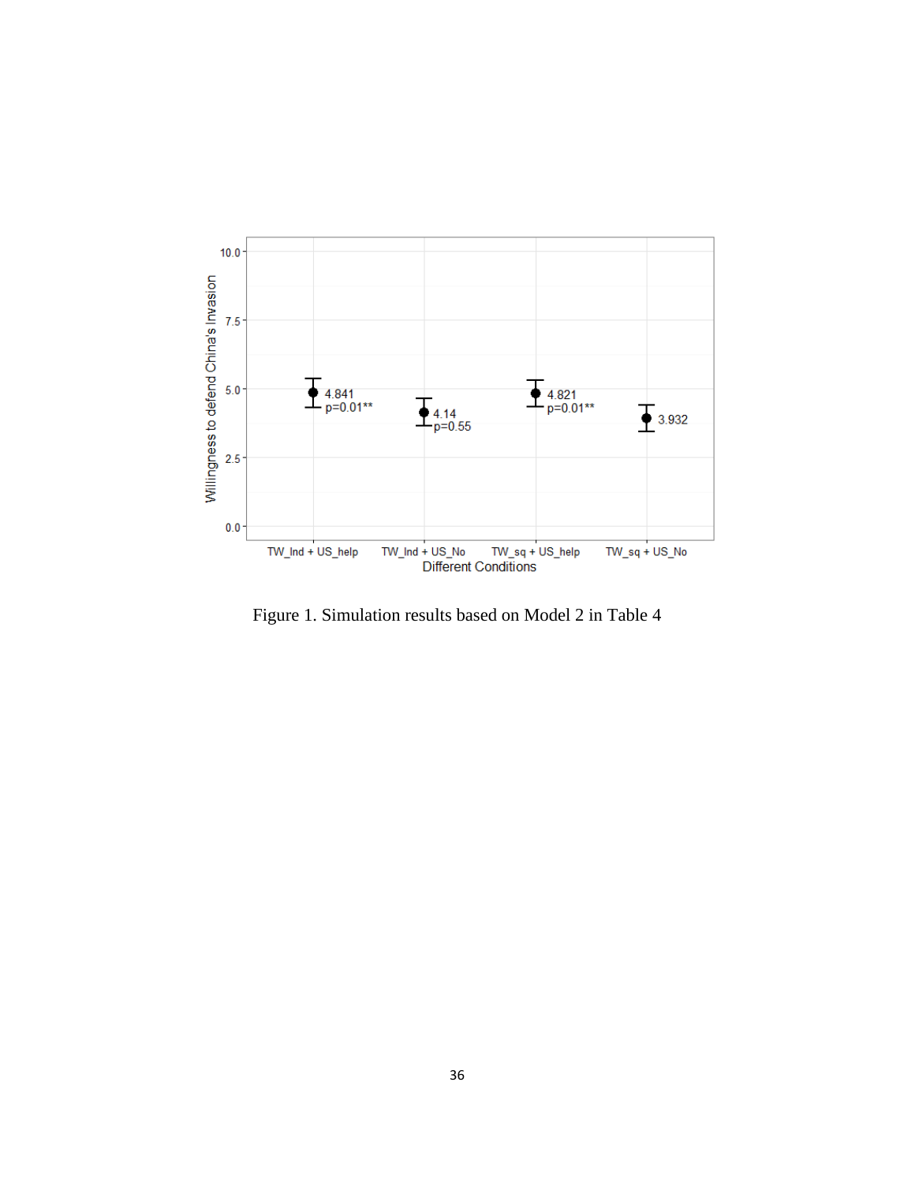Willingness to defend China's Invasion

10.0

7.5

5.0

2.5

0.0

4.841
p=0.01**

4.14
p=0.55

4.821
p=0.01**

3.932

TW_Ind + US_help

TW_Ind + US_No

TW_sq + US_help

TW_sq + US_No

Different Conditions

Figure 1. Simulation results based on Model 2 in Table 4